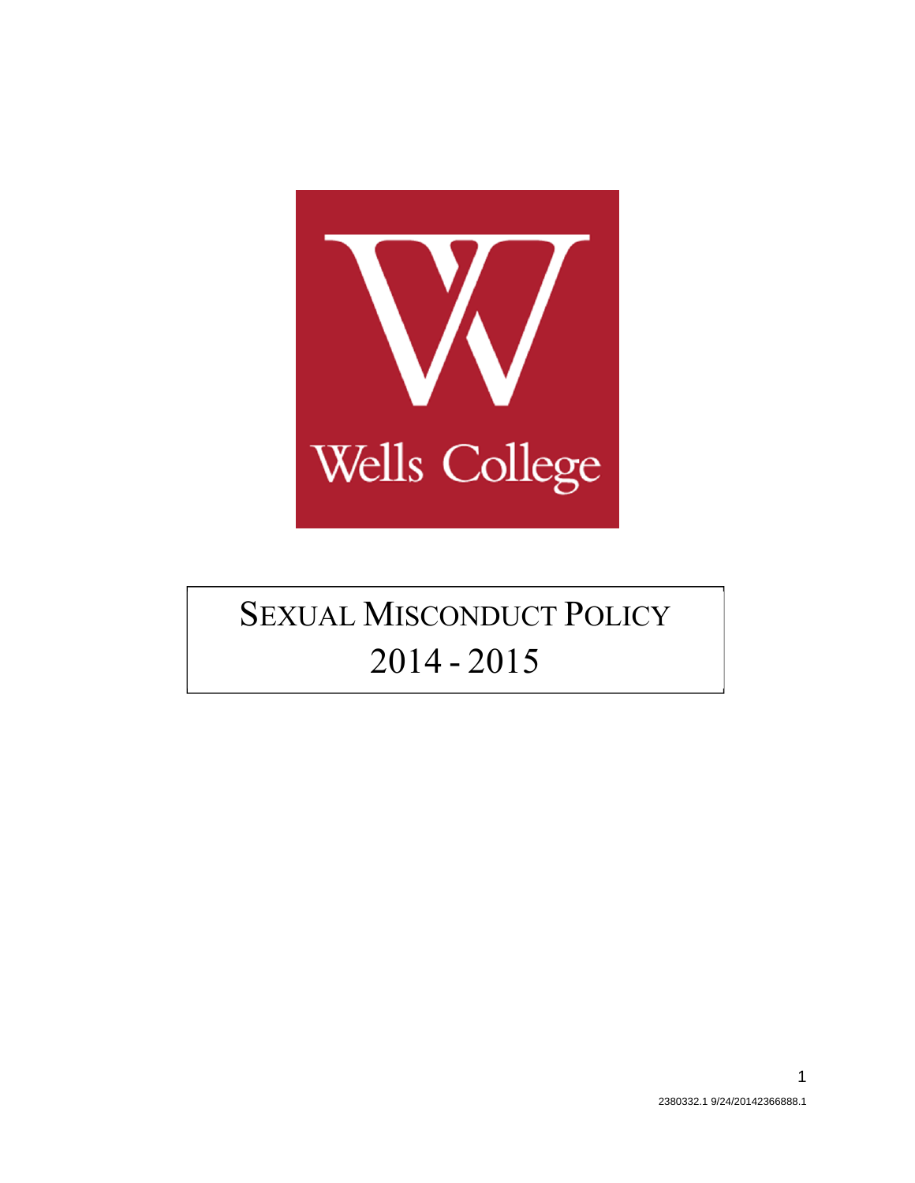Wells College

# SEXUAL MISCONDUCT POLICY 2014 - 2015

2380332.1 9/24/20142366888.1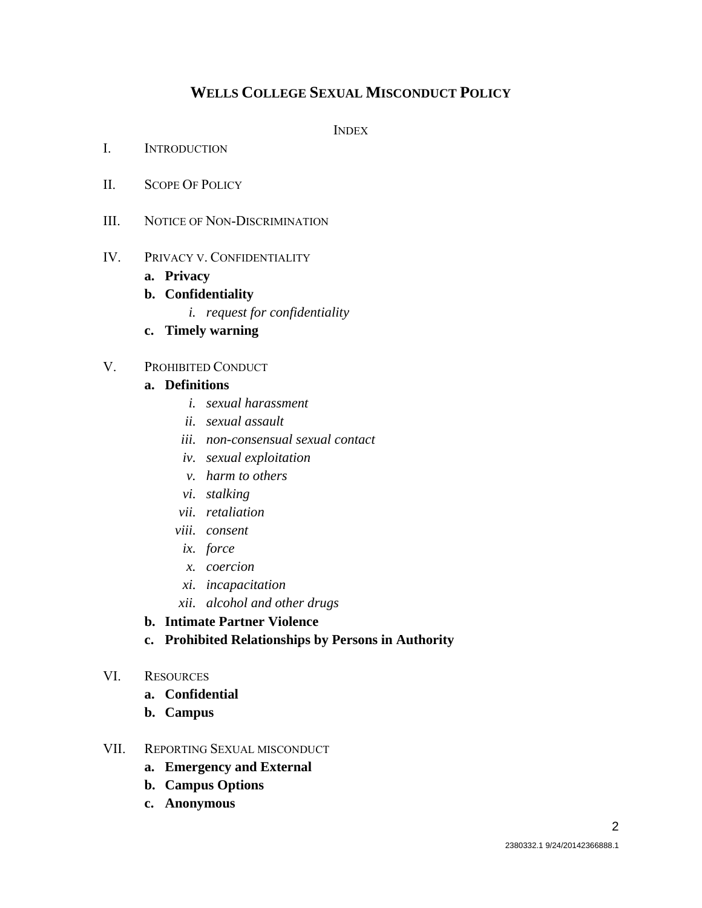# WELLS COLLEGE SEXUAL MISCONDUCT POLICY

INDEX

I. INTRODUCTION

II. SCOPE OF POLICY

III. NOTICE OF NON-DISCRIMINATION

IV. PRIVACY V. CONFIDENTIALITY

- **a. Privacy**
- **b. Confidentiality**
  - *i. request for confidentiality*
- **c. Timely warning**

V. PROHIBITED CONDUCT

- **a. Definitions**
  - *i. sexual harassment*
  - *ii. sexual assault*
  - *iii. non-consensual sexual contact*
  - *iv. sexual exploitation*
  - *v. harm to others*
  - *vi. stalking*
  - *vii. retaliation*
  - *viii. consent*
  - *ix. force*
  - *x. coercion*
  - *xi. incapacitation*
  - *xii. alcohol and other drugs*
- **b. Intimate Partner Violence**
- **c. Prohibited Relationships by Persons in Authority**

VI. RESOURCES

- **a. Confidential**
- **b. Campus**

VII. REPORTING SEXUAL MISCONDUCT

- **a. Emergency and External**
- **b. Campus Options**
- **c. Anonymous**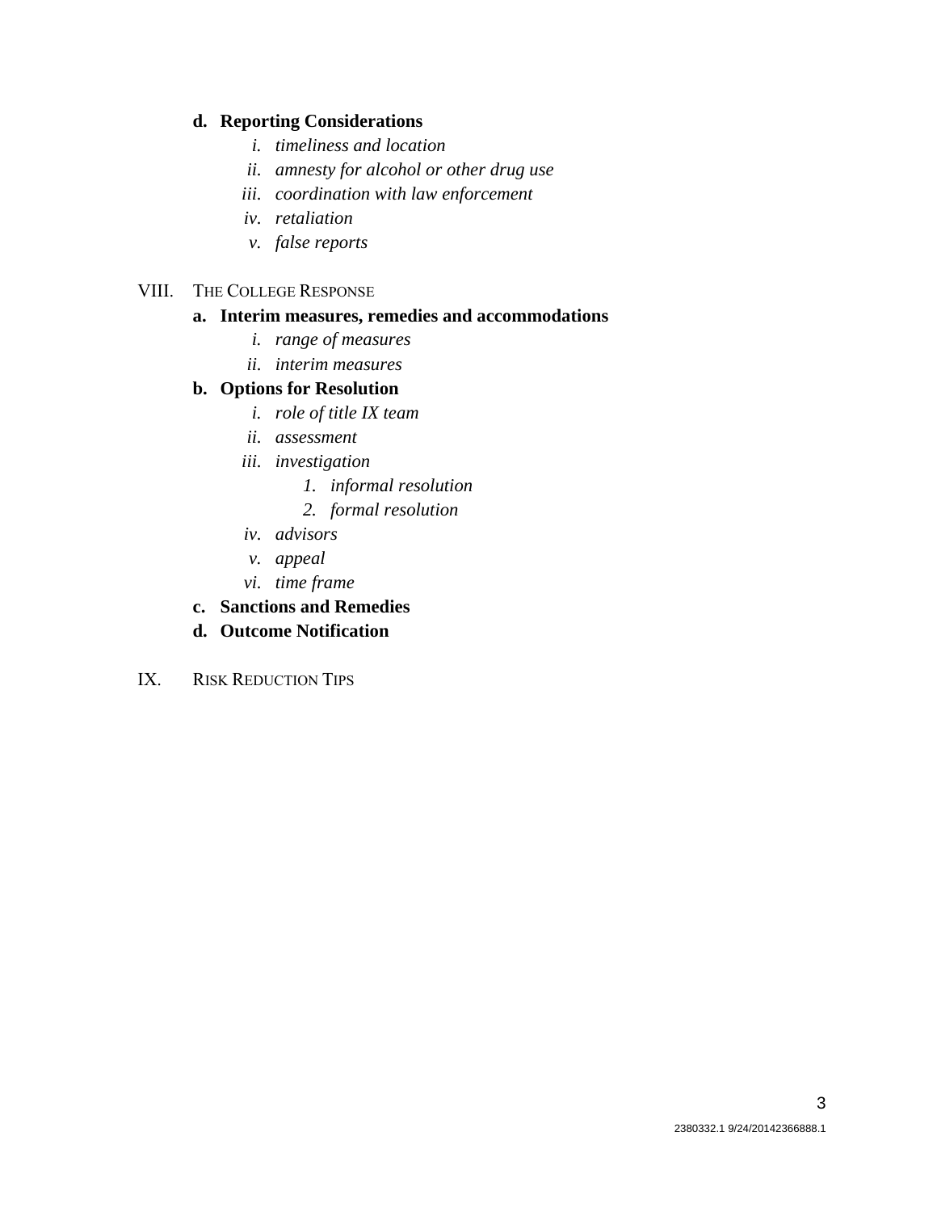**d. Reporting Considerations**

   - *i. timeliness and location*
   - *ii. amnesty for alcohol or other drug use*
   - *iii. coordination with law enforcement*
   - *iv. retaliation*
   - *v. false reports*

VIII. THE COLLEGE RESPONSE

**a. Interim measures, remedies and accommodations**

   - *i. range of measures*
   - *ii. interim measures*

**b. Options for Resolution**

   - *i. role of title IX team*
   - *ii. assessment*
   - *iii. investigation*
     - *1. informal resolution*
     - *2. formal resolution*
   - *iv. advisors*
   - *v. appeal*
   - *vi. time frame*

**c. Sanctions and Remedies**

**d. Outcome Notification**

IX. RISK REDUCTION TIPS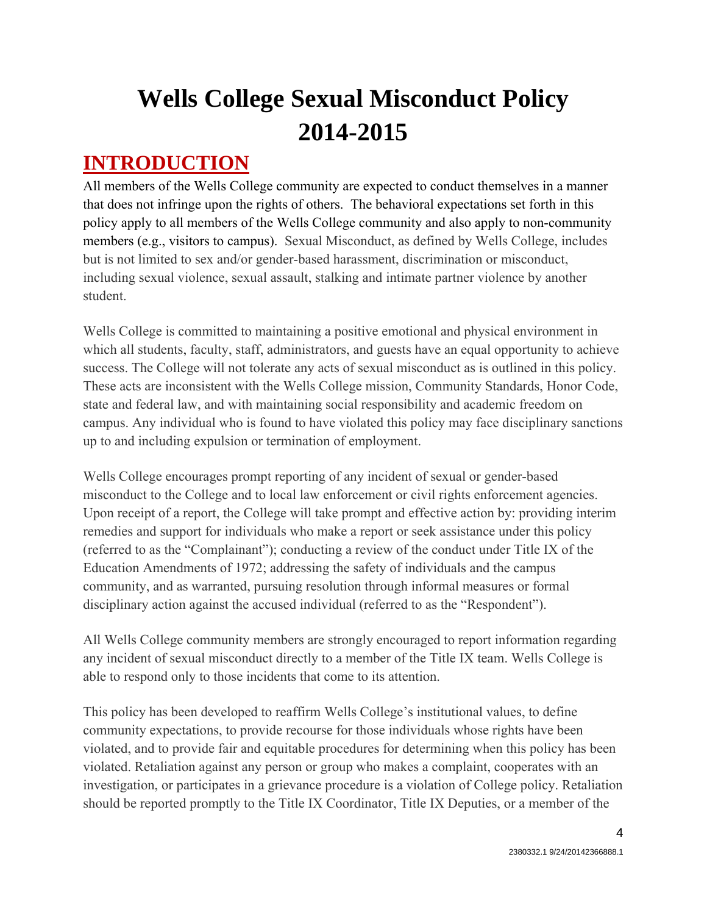# Wells College Sexual Misconduct Policy 2014-2015

## INTRODUCTION

All members of the Wells College community are expected to conduct themselves in a manner that does not infringe upon the rights of others. The behavioral expectations set forth in this policy apply to all members of the Wells College community and also apply to non-community members (e.g., visitors to campus). Sexual Misconduct, as defined by Wells College, includes but is not limited to sex and/or gender-based harassment, discrimination or misconduct, including sexual violence, sexual assault, stalking and intimate partner violence by another student.

Wells College is committed to maintaining a positive emotional and physical environment in which all students, faculty, staff, administrators, and guests have an equal opportunity to achieve success. The College will not tolerate any acts of sexual misconduct as is outlined in this policy. These acts are inconsistent with the Wells College mission, Community Standards, Honor Code, state and federal law, and with maintaining social responsibility and academic freedom on campus. Any individual who is found to have violated this policy may face disciplinary sanctions up to and including expulsion or termination of employment.

Wells College encourages prompt reporting of any incident of sexual or gender-based misconduct to the College and to local law enforcement or civil rights enforcement agencies. Upon receipt of a report, the College will take prompt and effective action by: providing interim remedies and support for individuals who make a report or seek assistance under this policy (referred to as the "Complainant"); conducting a review of the conduct under Title IX of the Education Amendments of 1972; addressing the safety of individuals and the campus community, and as warranted, pursuing resolution through informal measures or formal disciplinary action against the accused individual (referred to as the "Respondent").

All Wells College community members are strongly encouraged to report information regarding any incident of sexual misconduct directly to a member of the Title IX team. Wells College is able to respond only to those incidents that come to its attention.

This policy has been developed to reaffirm Wells College's institutional values, to define community expectations, to provide recourse for those individuals whose rights have been violated, and to provide fair and equitable procedures for determining when this policy has been violated. Retaliation against any person or group who makes a complaint, cooperates with an investigation, or participates in a grievance procedure is a violation of College policy. Retaliation should be reported promptly to the Title IX Coordinator, Title IX Deputies, or a member of the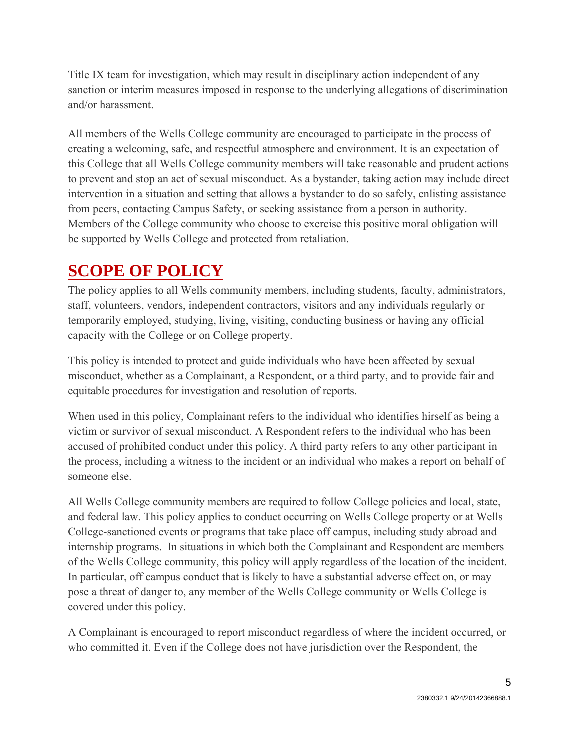Title IX team for investigation, which may result in disciplinary action independent of any sanction or interim measures imposed in response to the underlying allegations of discrimination and/or harassment.

All members of the Wells College community are encouraged to participate in the process of creating a welcoming, safe, and respectful atmosphere and environment. It is an expectation of this College that all Wells College community members will take reasonable and prudent actions to prevent and stop an act of sexual misconduct. As a bystander, taking action may include direct intervention in a situation and setting that allows a bystander to do so safely, enlisting assistance from peers, contacting Campus Safety, or seeking assistance from a person in authority. Members of the College community who choose to exercise this positive moral obligation will be supported by Wells College and protected from retaliation.

# SCOPE OF POLICY

The policy applies to all Wells community members, including students, faculty, administrators, staff, volunteers, vendors, independent contractors, visitors and any individuals regularly or temporarily employed, studying, living, visiting, conducting business or having any official capacity with the College or on College property.

This policy is intended to protect and guide individuals who have been affected by sexual misconduct, whether as a Complainant, a Respondent, or a third party, and to provide fair and equitable procedures for investigation and resolution of reports.

When used in this policy, Complainant refers to the individual who identifies hirself as being a victim or survivor of sexual misconduct. A Respondent refers to the individual who has been accused of prohibited conduct under this policy. A third party refers to any other participant in the process, including a witness to the incident or an individual who makes a report on behalf of someone else.

All Wells College community members are required to follow College policies and local, state, and federal law. This policy applies to conduct occurring on Wells College property or at Wells College-sanctioned events or programs that take place off campus, including study abroad and internship programs. In situations in which both the Complainant and Respondent are members of the Wells College community, this policy will apply regardless of the location of the incident. In particular, off campus conduct that is likely to have a substantial adverse effect on, or may pose a threat of danger to, any member of the Wells College community or Wells College is covered under this policy.

A Complainant is encouraged to report misconduct regardless of where the incident occurred, or who committed it. Even if the College does not have jurisdiction over the Respondent, the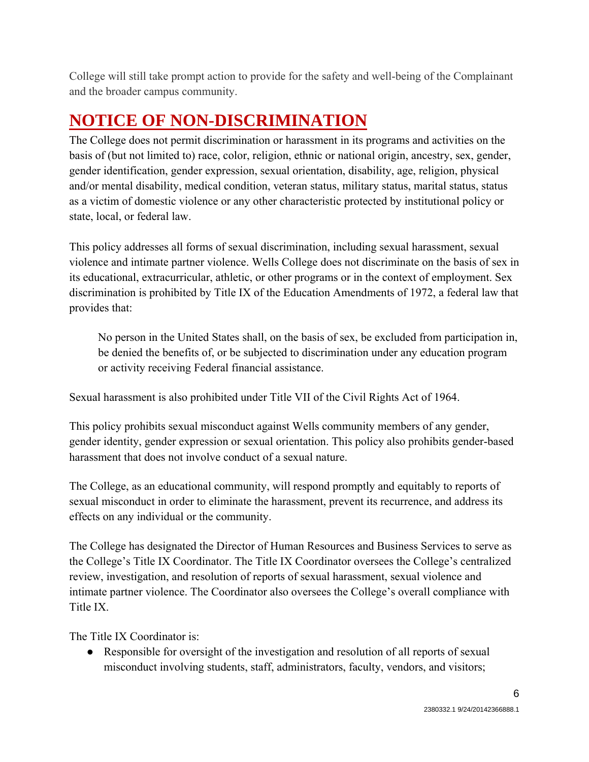College will still take prompt action to provide for the safety and well-being of the Complainant and the broader campus community.

# NOTICE OF NON-DISCRIMINATION

The College does not permit discrimination or harassment in its programs and activities on the basis of (but not limited to) race, color, religion, ethnic or national origin, ancestry, sex, gender, gender identification, gender expression, sexual orientation, disability, age, religion, physical and/or mental disability, medical condition, veteran status, military status, marital status, status as a victim of domestic violence or any other characteristic protected by institutional policy or state, local, or federal law.

This policy addresses all forms of sexual discrimination, including sexual harassment, sexual violence and intimate partner violence. Wells College does not discriminate on the basis of sex in its educational, extracurricular, athletic, or other programs or in the context of employment. Sex discrimination is prohibited by Title IX of the Education Amendments of 1972, a federal law that provides that:

> No person in the United States shall, on the basis of sex, be excluded from participation in, be denied the benefits of, or be subjected to discrimination under any education program or activity receiving Federal financial assistance.

Sexual harassment is also prohibited under Title VII of the Civil Rights Act of 1964.

This policy prohibits sexual misconduct against Wells community members of any gender, gender identity, gender expression or sexual orientation. This policy also prohibits gender-based harassment that does not involve conduct of a sexual nature.

The College, as an educational community, will respond promptly and equitably to reports of sexual misconduct in order to eliminate the harassment, prevent its recurrence, and address its effects on any individual or the community.

The College has designated the Director of Human Resources and Business Services to serve as the College's Title IX Coordinator. The Title IX Coordinator oversees the College's centralized review, investigation, and resolution of reports of sexual harassment, sexual violence and intimate partner violence. The Coordinator also oversees the College's overall compliance with Title IX.

The Title IX Coordinator is:

- Responsible for oversight of the investigation and resolution of all reports of sexual misconduct involving students, staff, administrators, faculty, vendors, and visitors;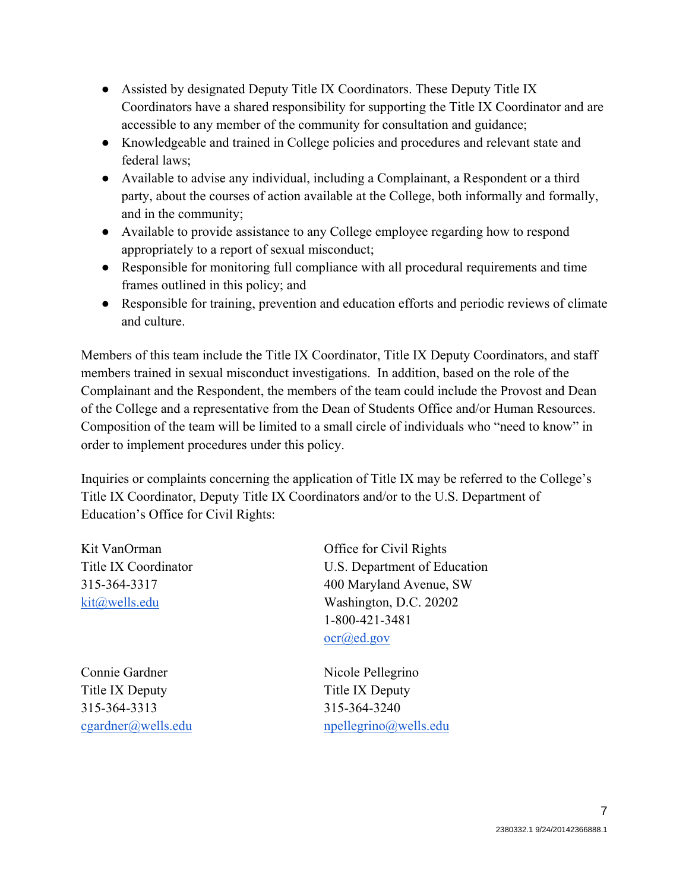- Assisted by designated Deputy Title IX Coordinators. These Deputy Title IX Coordinators have a shared responsibility for supporting the Title IX Coordinator and are accessible to any member of the community for consultation and guidance;
- Knowledgeable and trained in College policies and procedures and relevant state and federal laws;
- Available to advise any individual, including a Complainant, a Respondent or a third party, about the courses of action available at the College, both informally and formally, and in the community;
- Available to provide assistance to any College employee regarding how to respond appropriately to a report of sexual misconduct;
- Responsible for monitoring full compliance with all procedural requirements and time frames outlined in this policy; and
- Responsible for training, prevention and education efforts and periodic reviews of climate and culture.

Members of this team include the Title IX Coordinator, Title IX Deputy Coordinators, and staff members trained in sexual misconduct investigations. In addition, based on the role of the Complainant and the Respondent, the members of the team could include the Provost and Dean of the College and a representative from the Dean of Students Office and/or Human Resources. Composition of the team will be limited to a small circle of individuals who "need to know" in order to implement procedures under this policy.

Inquiries or complaints concerning the application of Title IX may be referred to the College's Title IX Coordinator, Deputy Title IX Coordinators and/or to the U.S. Department of Education's Office for Civil Rights:

Kit VanOrman
Title IX Coordinator
315-364-3317
kit@wells.edu

Office for Civil Rights
U.S. Department of Education
400 Maryland Avenue, SW
Washington, D.C. 20202
1-800-421-3481
ocr@ed.gov

Connie Gardner
Title IX Deputy
315-364-3313
cgardner@wells.edu

Nicole Pellegrino
Title IX Deputy
315-364-3240
npellegrino@wells.edu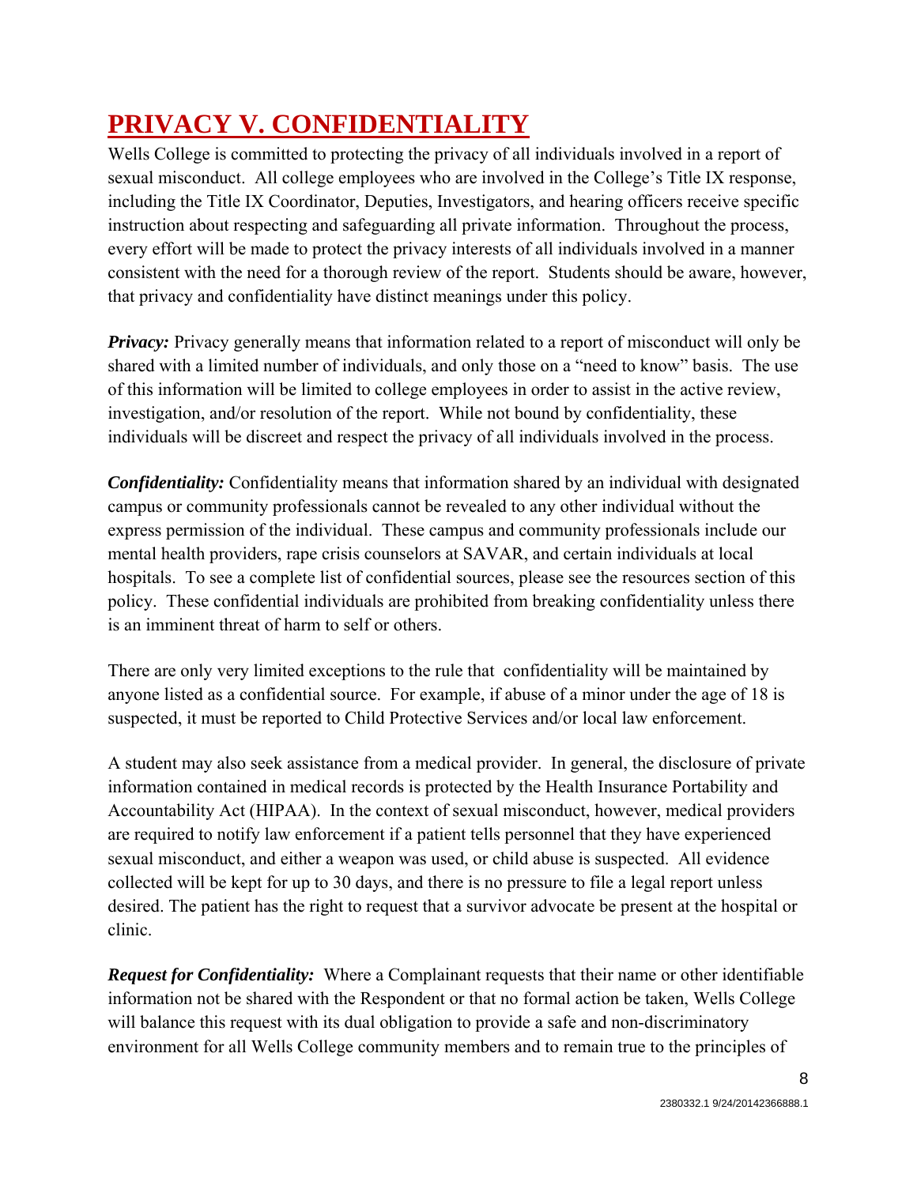# PRIVACY V. CONFIDENTIALITY

Wells College is committed to protecting the privacy of all individuals involved in a report of sexual misconduct. All college employees who are involved in the College's Title IX response, including the Title IX Coordinator, Deputies, Investigators, and hearing officers receive specific instruction about respecting and safeguarding all private information. Throughout the process, every effort will be made to protect the privacy interests of all individuals involved in a manner consistent with the need for a thorough review of the report. Students should be aware, however, that privacy and confidentiality have distinct meanings under this policy.

***Privacy:*** Privacy generally means that information related to a report of misconduct will only be shared with a limited number of individuals, and only those on a "need to know" basis. The use of this information will be limited to college employees in order to assist in the active review, investigation, and/or resolution of the report. While not bound by confidentiality, these individuals will be discreet and respect the privacy of all individuals involved in the process.

***Confidentiality:*** Confidentiality means that information shared by an individual with designated campus or community professionals cannot be revealed to any other individual without the express permission of the individual. These campus and community professionals include our mental health providers, rape crisis counselors at SAVAR, and certain individuals at local hospitals. To see a complete list of confidential sources, please see the resources section of this policy. These confidential individuals are prohibited from breaking confidentiality unless there is an imminent threat of harm to self or others.

There are only very limited exceptions to the rule that confidentiality will be maintained by anyone listed as a confidential source. For example, if abuse of a minor under the age of 18 is suspected, it must be reported to Child Protective Services and/or local law enforcement.

A student may also seek assistance from a medical provider. In general, the disclosure of private information contained in medical records is protected by the Health Insurance Portability and Accountability Act (HIPAA). In the context of sexual misconduct, however, medical providers are required to notify law enforcement if a patient tells personnel that they have experienced sexual misconduct, and either a weapon was used, or child abuse is suspected. All evidence collected will be kept for up to 30 days, and there is no pressure to file a legal report unless desired. The patient has the right to request that a survivor advocate be present at the hospital or clinic.

***Request for Confidentiality:*** Where a Complainant requests that their name or other identifiable information not be shared with the Respondent or that no formal action be taken, Wells College will balance this request with its dual obligation to provide a safe and non-discriminatory environment for all Wells College community members and to remain true to the principles of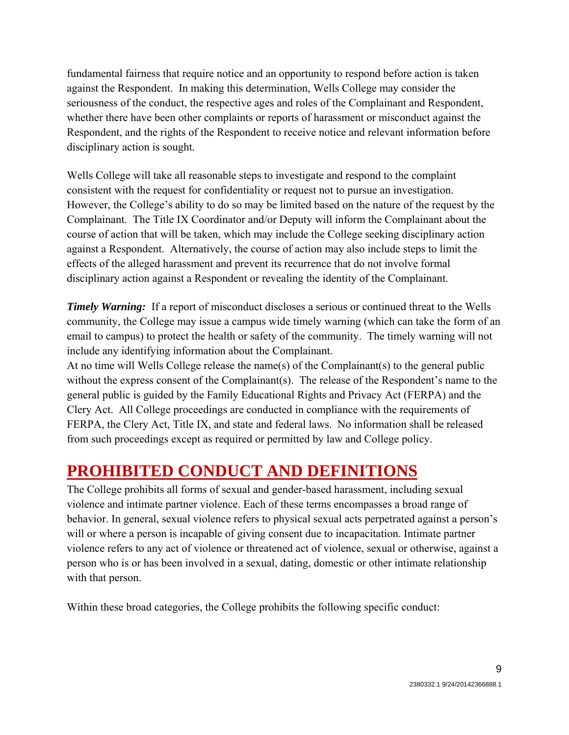fundamental fairness that require notice and an opportunity to respond before action is taken against the Respondent. In making this determination, Wells College may consider the seriousness of the conduct, the respective ages and roles of the Complainant and Respondent, whether there have been other complaints or reports of harassment or misconduct against the Respondent, and the rights of the Respondent to receive notice and relevant information before disciplinary action is sought.

Wells College will take all reasonable steps to investigate and respond to the complaint consistent with the request for confidentiality or request not to pursue an investigation. However, the College's ability to do so may be limited based on the nature of the request by the Complainant. The Title IX Coordinator and/or Deputy will inform the Complainant about the course of action that will be taken, which may include the College seeking disciplinary action against a Respondent. Alternatively, the course of action may also include steps to limit the effects of the alleged harassment and prevent its recurrence that do not involve formal disciplinary action against a Respondent or revealing the identity of the Complainant.

***Timely Warning:*** If a report of misconduct discloses a serious or continued threat to the Wells community, the College may issue a campus wide timely warning (which can take the form of an email to campus) to protect the health or safety of the community. The timely warning will not include any identifying information about the Complainant.
At no time will Wells College release the name(s) of the Complainant(s) to the general public without the express consent of the Complainant(s). The release of the Respondent's name to the general public is guided by the Family Educational Rights and Privacy Act (FERPA) and the Clery Act. All College proceedings are conducted in compliance with the requirements of FERPA, the Clery Act, Title IX, and state and federal laws. No information shall be released from such proceedings except as required or permitted by law and College policy.

# PROHIBITED CONDUCT AND DEFINITIONS

The College prohibits all forms of sexual and gender-based harassment, including sexual violence and intimate partner violence. Each of these terms encompasses a broad range of behavior. In general, sexual violence refers to physical sexual acts perpetrated against a person's will or where a person is incapable of giving consent due to incapacitation. Intimate partner violence refers to any act of violence or threatened act of violence, sexual or otherwise, against a person who is or has been involved in a sexual, dating, domestic or other intimate relationship with that person.

Within these broad categories, the College prohibits the following specific conduct: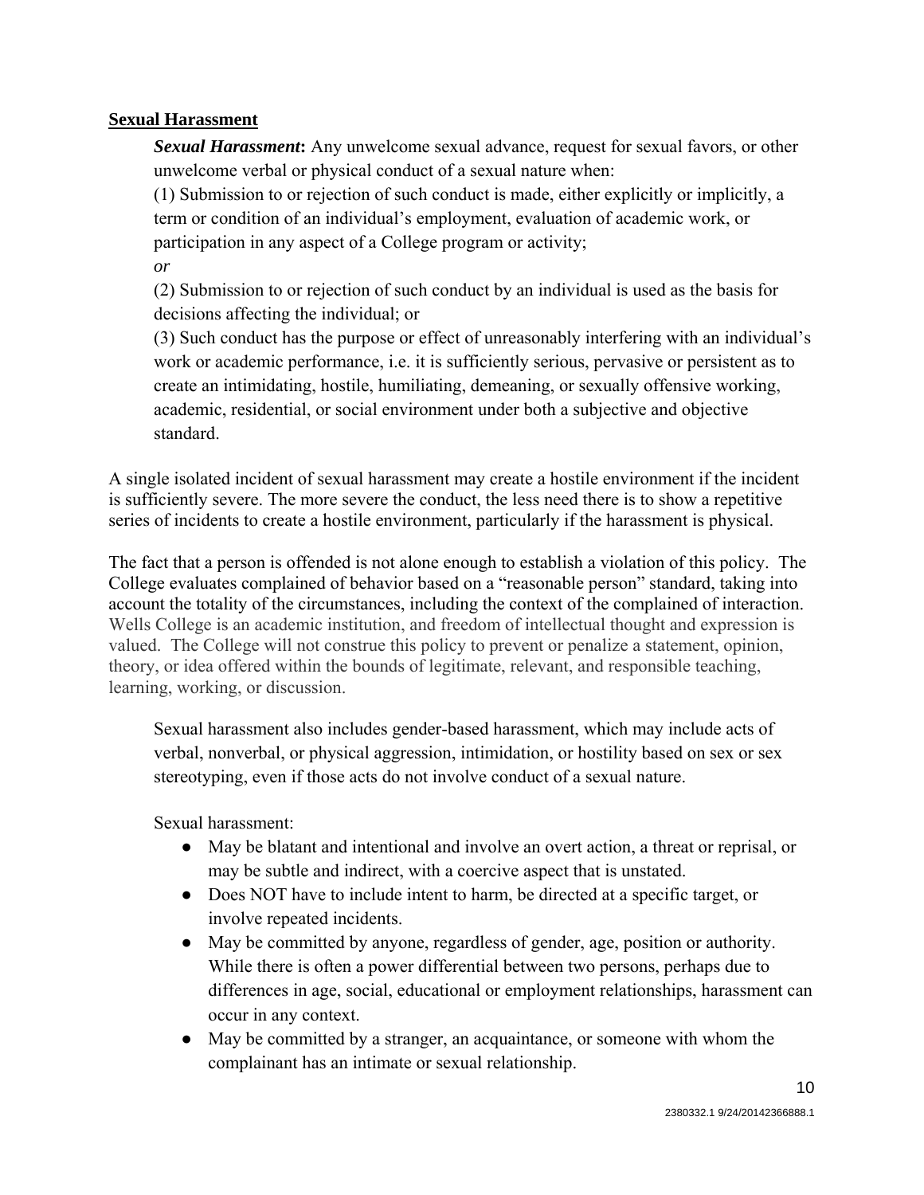**Sexual Harassment**

***Sexual Harassment*****:** Any unwelcome sexual advance, request for sexual favors, or other unwelcome verbal or physical conduct of a sexual nature when:

(1) Submission to or rejection of such conduct is made, either explicitly or implicitly, a term or condition of an individual's employment, evaluation of academic work, or participation in any aspect of a College program or activity;

*or*

(2) Submission to or rejection of such conduct by an individual is used as the basis for decisions affecting the individual; or

(3) Such conduct has the purpose or effect of unreasonably interfering with an individual's work or academic performance, i.e. it is sufficiently serious, pervasive or persistent as to create an intimidating, hostile, humiliating, demeaning, or sexually offensive working, academic, residential, or social environment under both a subjective and objective standard.

A single isolated incident of sexual harassment may create a hostile environment if the incident is sufficiently severe. The more severe the conduct, the less need there is to show a repetitive series of incidents to create a hostile environment, particularly if the harassment is physical.

The fact that a person is offended is not alone enough to establish a violation of this policy. The College evaluates complained of behavior based on a "reasonable person" standard, taking into account the totality of the circumstances, including the context of the complained of interaction. Wells College is an academic institution, and freedom of intellectual thought and expression is valued. The College will not construe this policy to prevent or penalize a statement, opinion, theory, or idea offered within the bounds of legitimate, relevant, and responsible teaching, learning, working, or discussion.

Sexual harassment also includes gender-based harassment, which may include acts of verbal, nonverbal, or physical aggression, intimidation, or hostility based on sex or sex stereotyping, even if those acts do not involve conduct of a sexual nature.

Sexual harassment:

- May be blatant and intentional and involve an overt action, a threat or reprisal, or may be subtle and indirect, with a coercive aspect that is unstated.
- Does NOT have to include intent to harm, be directed at a specific target, or involve repeated incidents.
- May be committed by anyone, regardless of gender, age, position or authority. While there is often a power differential between two persons, perhaps due to differences in age, social, educational or employment relationships, harassment can occur in any context.
- May be committed by a stranger, an acquaintance, or someone with whom the complainant has an intimate or sexual relationship.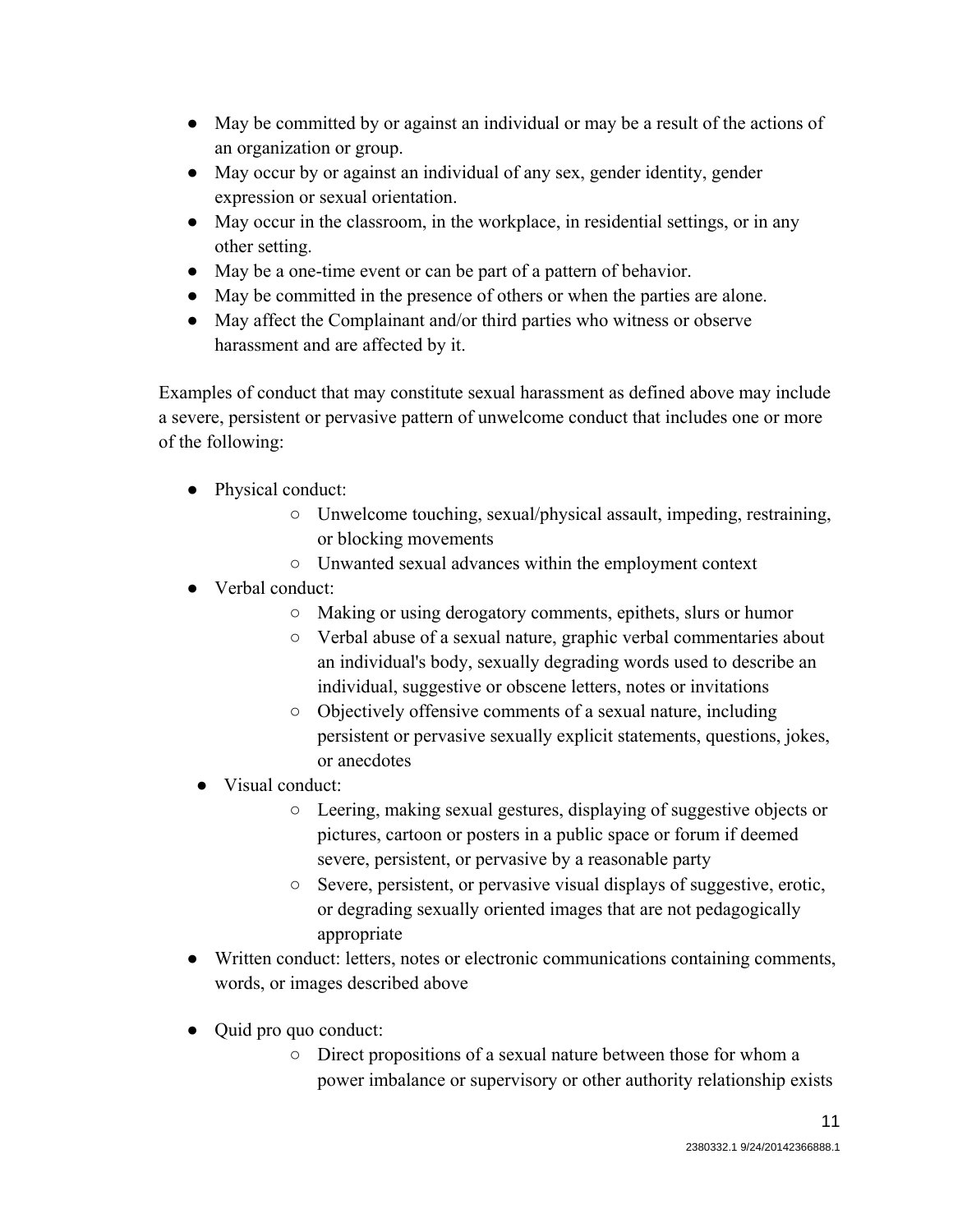- May be committed by or against an individual or may be a result of the actions of an organization or group.
- May occur by or against an individual of any sex, gender identity, gender expression or sexual orientation.
- May occur in the classroom, in the workplace, in residential settings, or in any other setting.
- May be a one-time event or can be part of a pattern of behavior.
- May be committed in the presence of others or when the parties are alone.
- May affect the Complainant and/or third parties who witness or observe harassment and are affected by it.

Examples of conduct that may constitute sexual harassment as defined above may include a severe, persistent or pervasive pattern of unwelcome conduct that includes one or more of the following:

- Physical conduct:
  - Unwelcome touching, sexual/physical assault, impeding, restraining, or blocking movements
  - Unwanted sexual advances within the employment context
- Verbal conduct:
  - Making or using derogatory comments, epithets, slurs or humor
  - Verbal abuse of a sexual nature, graphic verbal commentaries about an individual's body, sexually degrading words used to describe an individual, suggestive or obscene letters, notes or invitations
  - Objectively offensive comments of a sexual nature, including persistent or pervasive sexually explicit statements, questions, jokes, or anecdotes
- Visual conduct:
  - Leering, making sexual gestures, displaying of suggestive objects or pictures, cartoon or posters in a public space or forum if deemed severe, persistent, or pervasive by a reasonable party
  - Severe, persistent, or pervasive visual displays of suggestive, erotic, or degrading sexually oriented images that are not pedagogically appropriate
- Written conduct: letters, notes or electronic communications containing comments, words, or images described above
- Quid pro quo conduct:
  - Direct propositions of a sexual nature between those for whom a power imbalance or supervisory or other authority relationship exists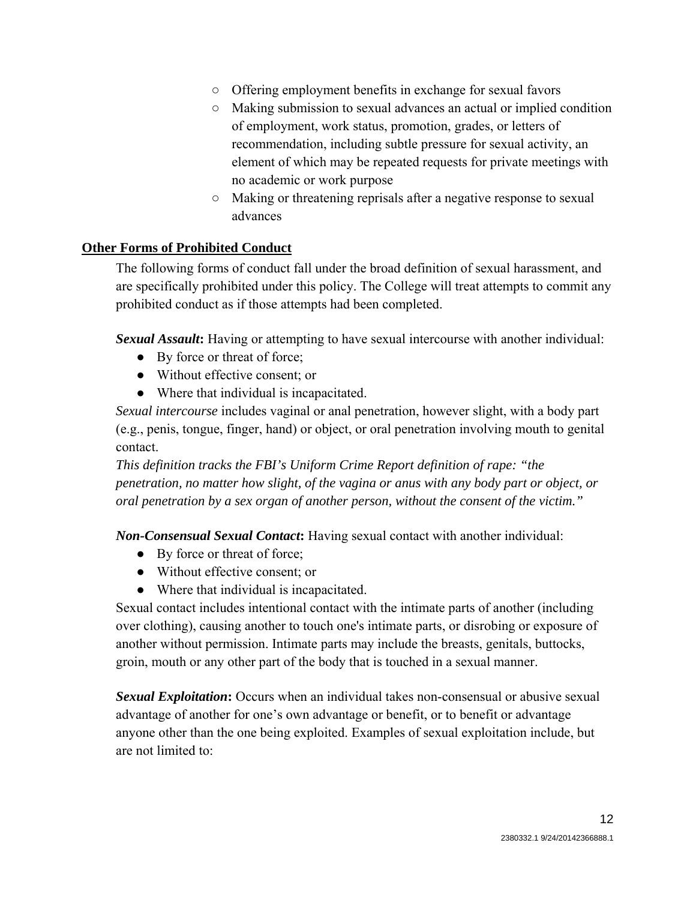- Offering employment benefits in exchange for sexual favors
- Making submission to sexual advances an actual or implied condition of employment, work status, promotion, grades, or letters of recommendation, including subtle pressure for sexual activity, an element of which may be repeated requests for private meetings with no academic or work purpose
- Making or threatening reprisals after a negative response to sexual advances

**Other Forms of Prohibited Conduct**

The following forms of conduct fall under the broad definition of sexual harassment, and are specifically prohibited under this policy. The College will treat attempts to commit any prohibited conduct as if those attempts had been completed.

***Sexual Assault*:** Having or attempting to have sexual intercourse with another individual:

- By force or threat of force;
- Without effective consent; or
- Where that individual is incapacitated.

*Sexual intercourse* includes vaginal or anal penetration, however slight, with a body part (e.g., penis, tongue, finger, hand) or object, or oral penetration involving mouth to genital contact.

*This definition tracks the FBI's Uniform Crime Report definition of rape: "the penetration, no matter how slight, of the vagina or anus with any body part or object, or oral penetration by a sex organ of another person, without the consent of the victim."*

***Non-Consensual Sexual Contact*:** Having sexual contact with another individual:

- By force or threat of force;
- Without effective consent; or
- Where that individual is incapacitated.

Sexual contact includes intentional contact with the intimate parts of another (including over clothing), causing another to touch one's intimate parts, or disrobing or exposure of another without permission. Intimate parts may include the breasts, genitals, buttocks, groin, mouth or any other part of the body that is touched in a sexual manner.

***Sexual Exploitation*:** Occurs when an individual takes non-consensual or abusive sexual advantage of another for one's own advantage or benefit, or to benefit or advantage anyone other than the one being exploited. Examples of sexual exploitation include, but are not limited to: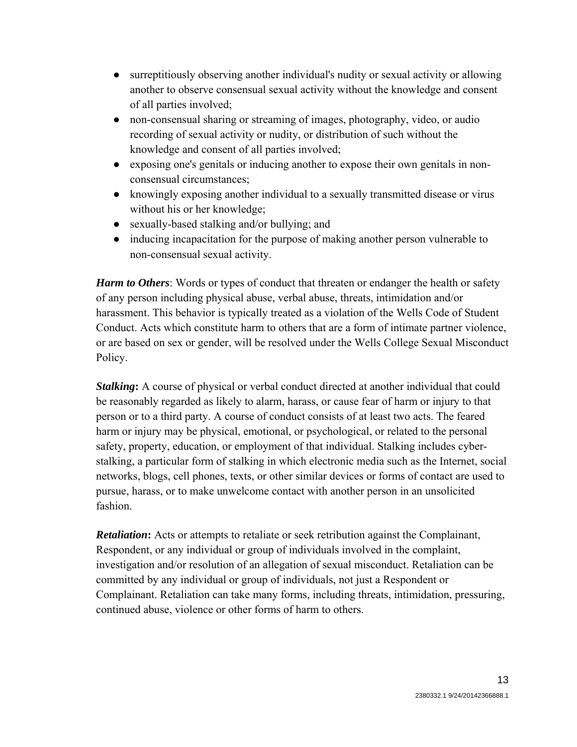- surreptitiously observing another individual's nudity or sexual activity or allowing another to observe consensual sexual activity without the knowledge and consent of all parties involved;
- non-consensual sharing or streaming of images, photography, video, or audio recording of sexual activity or nudity, or distribution of such without the knowledge and consent of all parties involved;
- exposing one's genitals or inducing another to expose their own genitals in non-consensual circumstances;
- knowingly exposing another individual to a sexually transmitted disease or virus without his or her knowledge;
- sexually-based stalking and/or bullying; and
- inducing incapacitation for the purpose of making another person vulnerable to non-consensual sexual activity.

***Harm to Others***: Words or types of conduct that threaten or endanger the health or safety of any person including physical abuse, verbal abuse, threats, intimidation and/or harassment. This behavior is typically treated as a violation of the Wells Code of Student Conduct. Acts which constitute harm to others that are a form of intimate partner violence, or are based on sex or gender, will be resolved under the Wells College Sexual Misconduct Policy.

***Stalking*:** A course of physical or verbal conduct directed at another individual that could be reasonably regarded as likely to alarm, harass, or cause fear of harm or injury to that person or to a third party. A course of conduct consists of at least two acts. The feared harm or injury may be physical, emotional, or psychological, or related to the personal safety, property, education, or employment of that individual. Stalking includes cyber-stalking, a particular form of stalking in which electronic media such as the Internet, social networks, blogs, cell phones, texts, or other similar devices or forms of contact are used to pursue, harass, or to make unwelcome contact with another person in an unsolicited fashion.

***Retaliation*:** Acts or attempts to retaliate or seek retribution against the Complainant, Respondent, or any individual or group of individuals involved in the complaint, investigation and/or resolution of an allegation of sexual misconduct. Retaliation can be committed by any individual or group of individuals, not just a Respondent or Complainant. Retaliation can take many forms, including threats, intimidation, pressuring, continued abuse, violence or other forms of harm to others.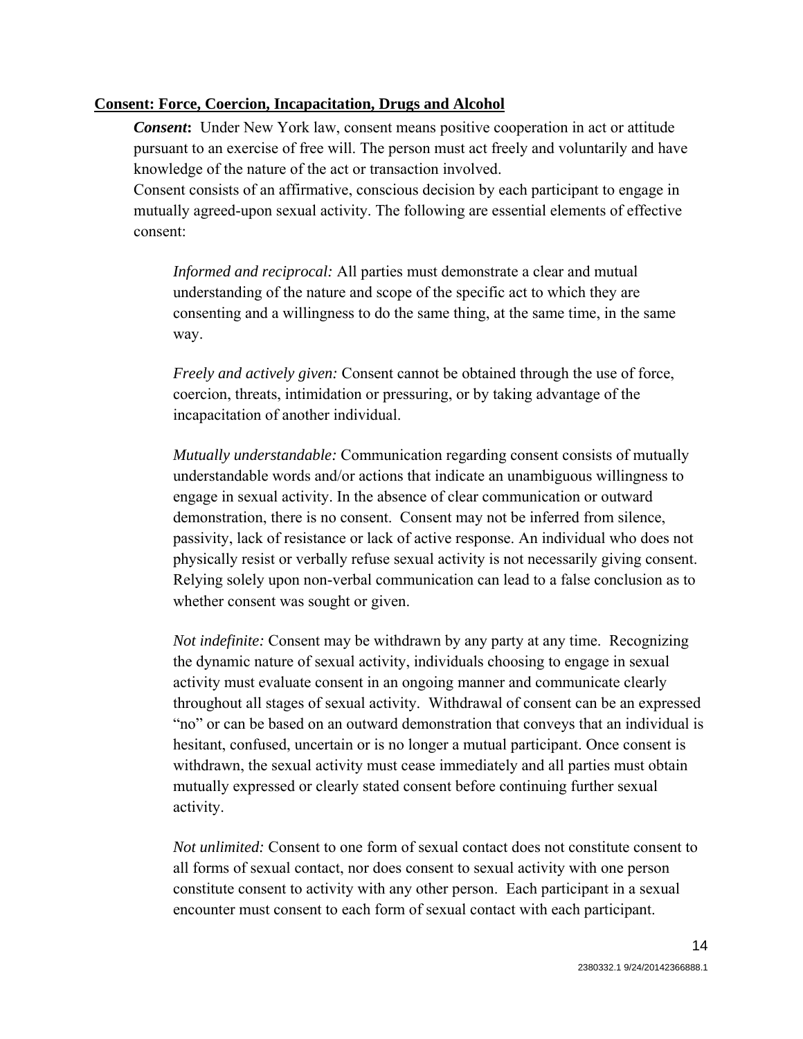**Consent: Force, Coercion, Incapacitation, Drugs and Alcohol**

***Consent*:** Under New York law, consent means positive cooperation in act or attitude pursuant to an exercise of free will. The person must act freely and voluntarily and have knowledge of the nature of the act or transaction involved.
Consent consists of an affirmative, conscious decision by each participant to engage in mutually agreed-upon sexual activity. The following are essential elements of effective consent:

*Informed and reciprocal:* All parties must demonstrate a clear and mutual understanding of the nature and scope of the specific act to which they are consenting and a willingness to do the same thing, at the same time, in the same way.

*Freely and actively given:* Consent cannot be obtained through the use of force, coercion, threats, intimidation or pressuring, or by taking advantage of the incapacitation of another individual.

*Mutually understandable:* Communication regarding consent consists of mutually understandable words and/or actions that indicate an unambiguous willingness to engage in sexual activity. In the absence of clear communication or outward demonstration, there is no consent. Consent may not be inferred from silence, passivity, lack of resistance or lack of active response. An individual who does not physically resist or verbally refuse sexual activity is not necessarily giving consent. Relying solely upon non-verbal communication can lead to a false conclusion as to whether consent was sought or given.

*Not indefinite:* Consent may be withdrawn by any party at any time. Recognizing the dynamic nature of sexual activity, individuals choosing to engage in sexual activity must evaluate consent in an ongoing manner and communicate clearly throughout all stages of sexual activity. Withdrawal of consent can be an expressed "no" or can be based on an outward demonstration that conveys that an individual is hesitant, confused, uncertain or is no longer a mutual participant. Once consent is withdrawn, the sexual activity must cease immediately and all parties must obtain mutually expressed or clearly stated consent before continuing further sexual activity.

*Not unlimited:* Consent to one form of sexual contact does not constitute consent to all forms of sexual contact, nor does consent to sexual activity with one person constitute consent to activity with any other person. Each participant in a sexual encounter must consent to each form of sexual contact with each participant.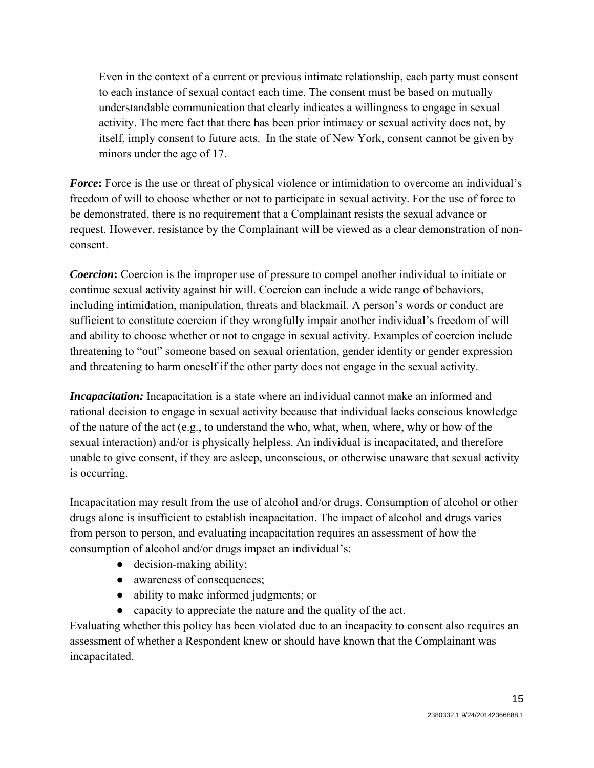Even in the context of a current or previous intimate relationship, each party must consent to each instance of sexual contact each time. The consent must be based on mutually understandable communication that clearly indicates a willingness to engage in sexual activity. The mere fact that there has been prior intimacy or sexual activity does not, by itself, imply consent to future acts. In the state of New York, consent cannot be given by minors under the age of 17.

***Force*:** Force is the use or threat of physical violence or intimidation to overcome an individual's freedom of will to choose whether or not to participate in sexual activity. For the use of force to be demonstrated, there is no requirement that a Complainant resists the sexual advance or request. However, resistance by the Complainant will be viewed as a clear demonstration of non-consent.

***Coercion*:** Coercion is the improper use of pressure to compel another individual to initiate or continue sexual activity against hir will. Coercion can include a wide range of behaviors, including intimidation, manipulation, threats and blackmail. A person's words or conduct are sufficient to constitute coercion if they wrongfully impair another individual's freedom of will and ability to choose whether or not to engage in sexual activity. Examples of coercion include threatening to "out" someone based on sexual orientation, gender identity or gender expression and threatening to harm oneself if the other party does not engage in the sexual activity.

***Incapacitation:*** Incapacitation is a state where an individual cannot make an informed and rational decision to engage in sexual activity because that individual lacks conscious knowledge of the nature of the act (e.g., to understand the who, what, when, where, why or how of the sexual interaction) and/or is physically helpless. An individual is incapacitated, and therefore unable to give consent, if they are asleep, unconscious, or otherwise unaware that sexual activity is occurring.

Incapacitation may result from the use of alcohol and/or drugs. Consumption of alcohol or other drugs alone is insufficient to establish incapacitation. The impact of alcohol and drugs varies from person to person, and evaluating incapacitation requires an assessment of how the consumption of alcohol and/or drugs impact an individual's:

- decision-making ability;
- awareness of consequences;
- ability to make informed judgments; or
- capacity to appreciate the nature and the quality of the act.

Evaluating whether this policy has been violated due to an incapacity to consent also requires an assessment of whether a Respondent knew or should have known that the Complainant was incapacitated.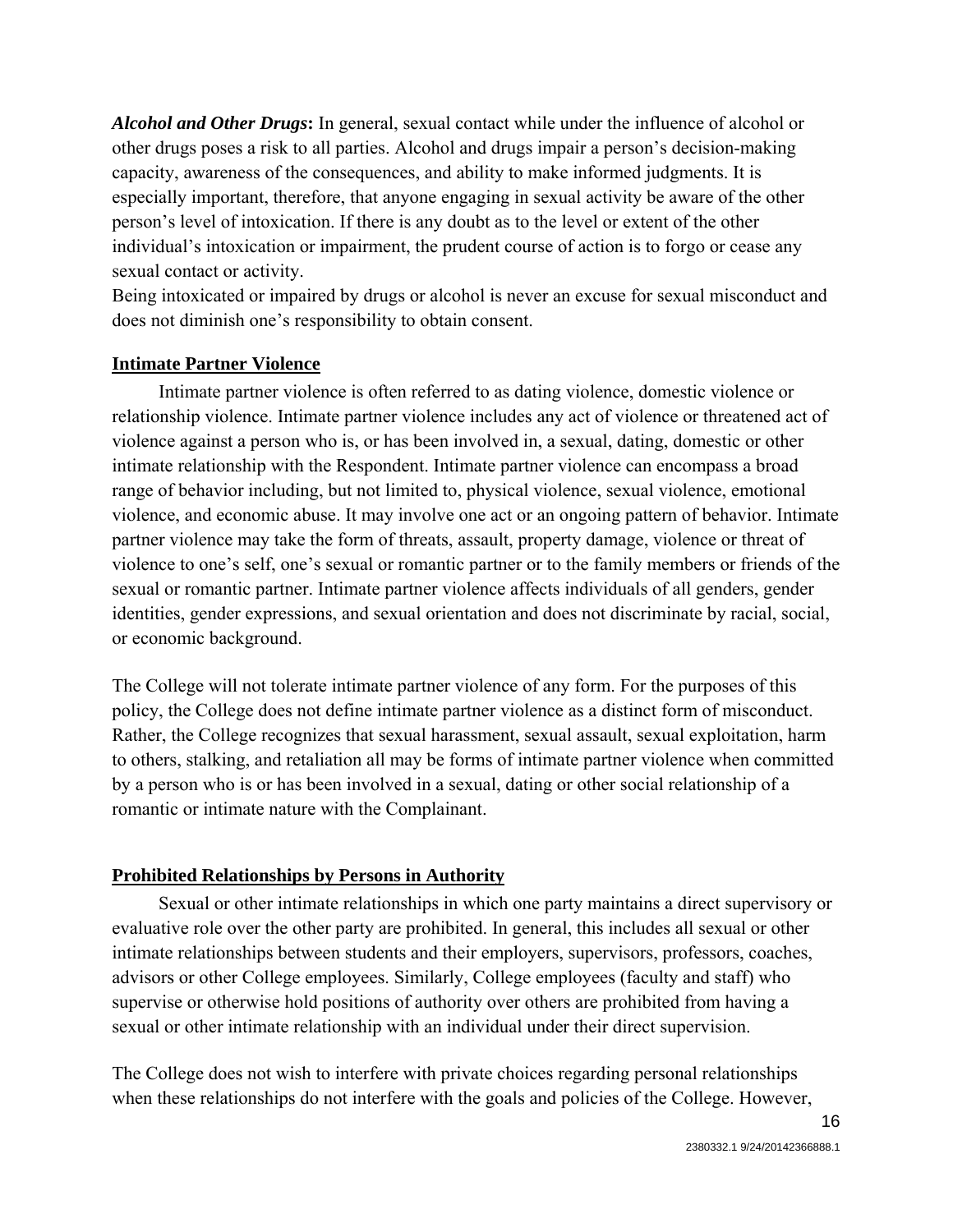***Alcohol and Other Drugs*:** In general, sexual contact while under the influence of alcohol or other drugs poses a risk to all parties. Alcohol and drugs impair a person's decision-making capacity, awareness of the consequences, and ability to make informed judgments. It is especially important, therefore, that anyone engaging in sexual activity be aware of the other person's level of intoxication. If there is any doubt as to the level or extent of the other individual's intoxication or impairment, the prudent course of action is to forgo or cease any sexual contact or activity.

Being intoxicated or impaired by drugs or alcohol is never an excuse for sexual misconduct and does not diminish one's responsibility to obtain consent.

## Intimate Partner Violence

Intimate partner violence is often referred to as dating violence, domestic violence or relationship violence. Intimate partner violence includes any act of violence or threatened act of violence against a person who is, or has been involved in, a sexual, dating, domestic or other intimate relationship with the Respondent. Intimate partner violence can encompass a broad range of behavior including, but not limited to, physical violence, sexual violence, emotional violence, and economic abuse. It may involve one act or an ongoing pattern of behavior. Intimate partner violence may take the form of threats, assault, property damage, violence or threat of violence to one's self, one's sexual or romantic partner or to the family members or friends of the sexual or romantic partner. Intimate partner violence affects individuals of all genders, gender identities, gender expressions, and sexual orientation and does not discriminate by racial, social, or economic background.

The College will not tolerate intimate partner violence of any form. For the purposes of this policy, the College does not define intimate partner violence as a distinct form of misconduct. Rather, the College recognizes that sexual harassment, sexual assault, sexual exploitation, harm to others, stalking, and retaliation all may be forms of intimate partner violence when committed by a person who is or has been involved in a sexual, dating or other social relationship of a romantic or intimate nature with the Complainant.

## Prohibited Relationships by Persons in Authority

Sexual or other intimate relationships in which one party maintains a direct supervisory or evaluative role over the other party are prohibited. In general, this includes all sexual or other intimate relationships between students and their employers, supervisors, professors, coaches, advisors or other College employees. Similarly, College employees (faculty and staff) who supervise or otherwise hold positions of authority over others are prohibited from having a sexual or other intimate relationship with an individual under their direct supervision.

The College does not wish to interfere with private choices regarding personal relationships when these relationships do not interfere with the goals and policies of the College. However,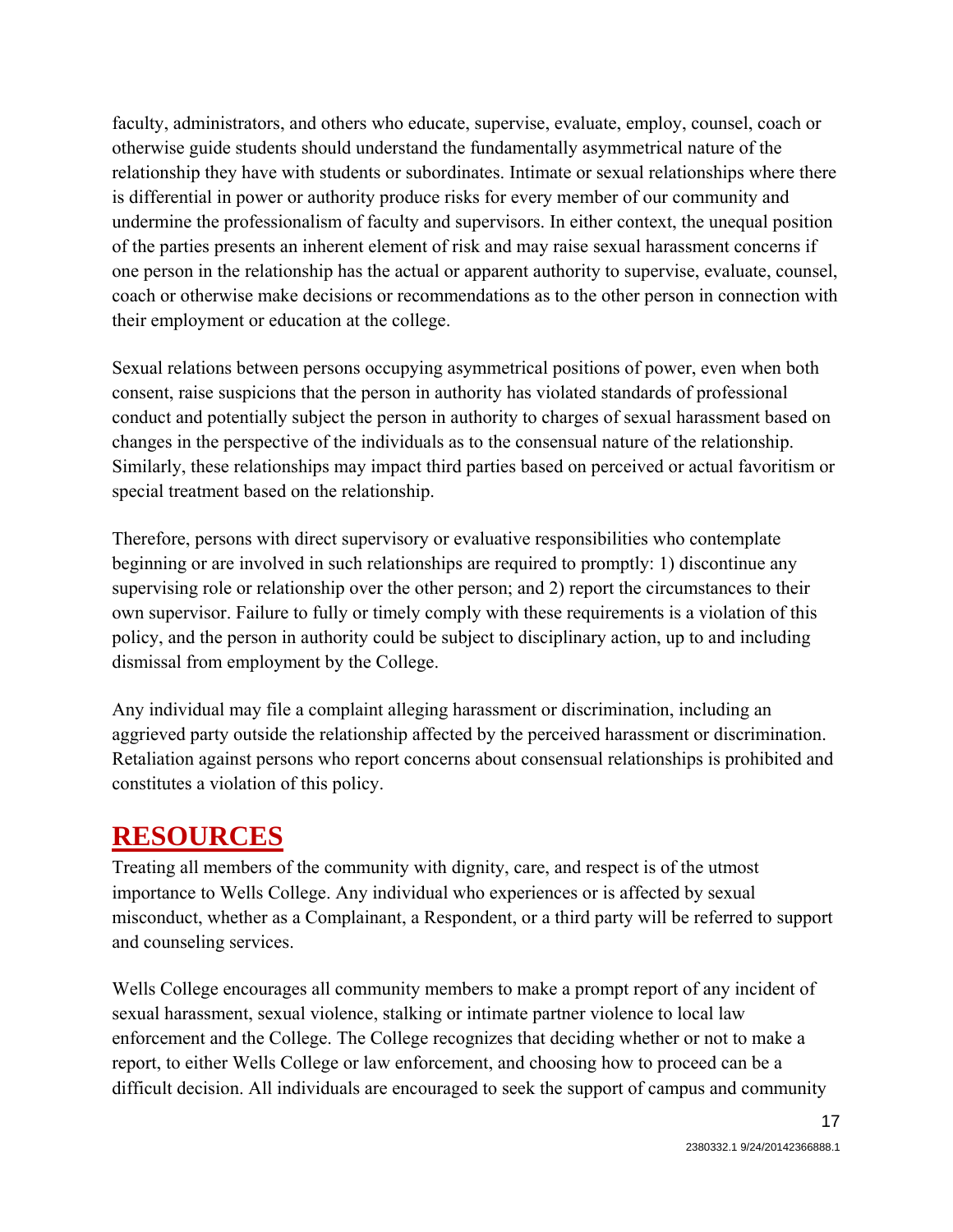faculty, administrators, and others who educate, supervise, evaluate, employ, counsel, coach or otherwise guide students should understand the fundamentally asymmetrical nature of the relationship they have with students or subordinates. Intimate or sexual relationships where there is differential in power or authority produce risks for every member of our community and undermine the professionalism of faculty and supervisors. In either context, the unequal position of the parties presents an inherent element of risk and may raise sexual harassment concerns if one person in the relationship has the actual or apparent authority to supervise, evaluate, counsel, coach or otherwise make decisions or recommendations as to the other person in connection with their employment or education at the college.

Sexual relations between persons occupying asymmetrical positions of power, even when both consent, raise suspicions that the person in authority has violated standards of professional conduct and potentially subject the person in authority to charges of sexual harassment based on changes in the perspective of the individuals as to the consensual nature of the relationship. Similarly, these relationships may impact third parties based on perceived or actual favoritism or special treatment based on the relationship.

Therefore, persons with direct supervisory or evaluative responsibilities who contemplate beginning or are involved in such relationships are required to promptly: 1) discontinue any supervising role or relationship over the other person; and 2) report the circumstances to their own supervisor. Failure to fully or timely comply with these requirements is a violation of this policy, and the person in authority could be subject to disciplinary action, up to and including dismissal from employment by the College.

Any individual may file a complaint alleging harassment or discrimination, including an aggrieved party outside the relationship affected by the perceived harassment or discrimination. Retaliation against persons who report concerns about consensual relationships is prohibited and constitutes a violation of this policy.

# RESOURCES

Treating all members of the community with dignity, care, and respect is of the utmost importance to Wells College. Any individual who experiences or is affected by sexual misconduct, whether as a Complainant, a Respondent, or a third party will be referred to support and counseling services.

Wells College encourages all community members to make a prompt report of any incident of sexual harassment, sexual violence, stalking or intimate partner violence to local law enforcement and the College. The College recognizes that deciding whether or not to make a report, to either Wells College or law enforcement, and choosing how to proceed can be a difficult decision. All individuals are encouraged to seek the support of campus and community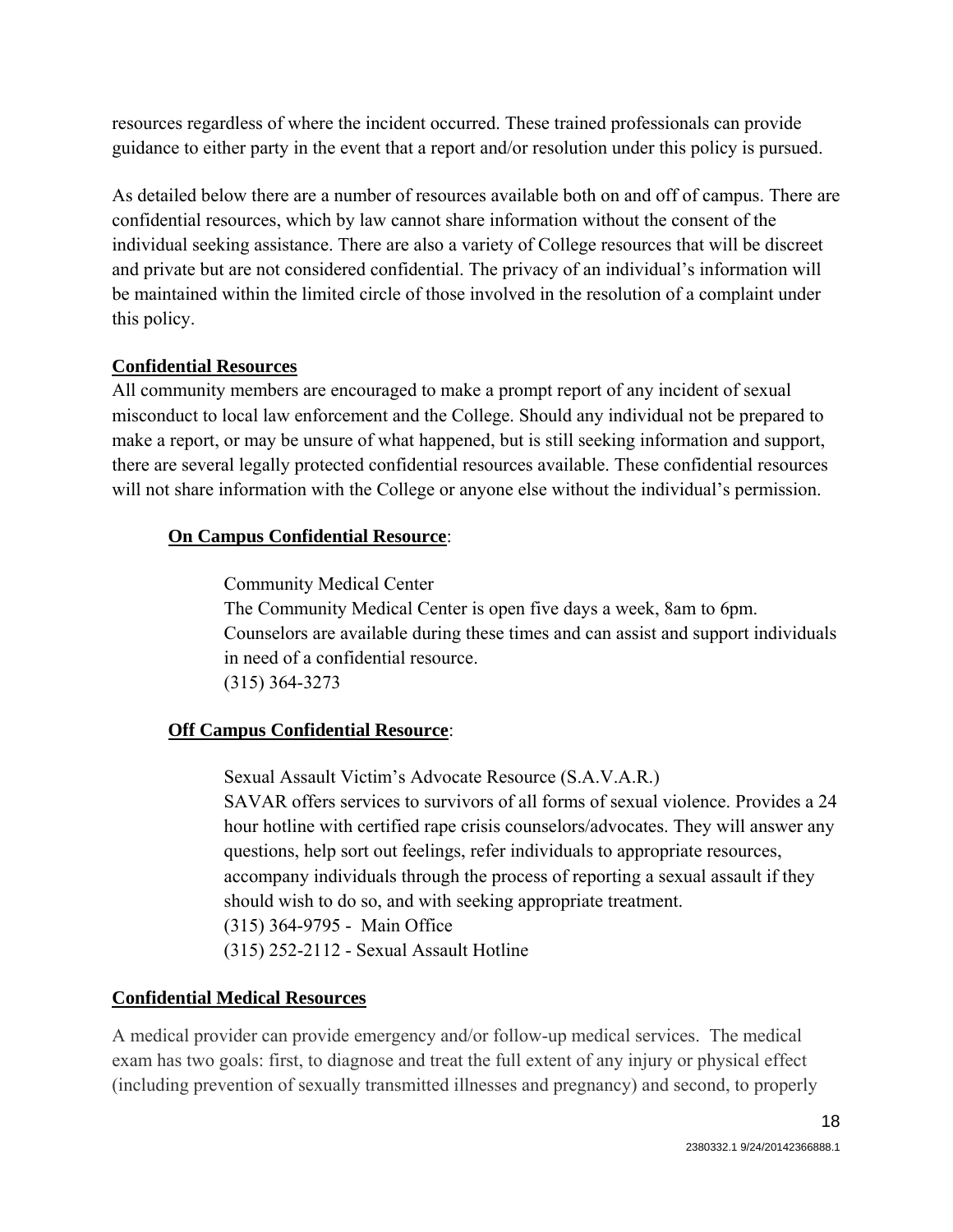resources regardless of where the incident occurred. These trained professionals can provide guidance to either party in the event that a report and/or resolution under this policy is pursued.

As detailed below there are a number of resources available both on and off of campus. There are confidential resources, which by law cannot share information without the consent of the individual seeking assistance. There are also a variety of College resources that will be discreet and private but are not considered confidential. The privacy of an individual's information will be maintained within the limited circle of those involved in the resolution of a complaint under this policy.

**Confidential Resources**

All community members are encouraged to make a prompt report of any incident of sexual misconduct to local law enforcement and the College. Should any individual not be prepared to make a report, or may be unsure of what happened, but is still seeking information and support, there are several legally protected confidential resources available. These confidential resources will not share information with the College or anyone else without the individual's permission.

**On Campus Confidential Resource**:

Community Medical Center
The Community Medical Center is open five days a week, 8am to 6pm. Counselors are available during these times and can assist and support individuals in need of a confidential resource.
(315) 364-3273

**Off Campus Confidential Resource**:

Sexual Assault Victim's Advocate Resource (S.A.V.A.R.)
SAVAR offers services to survivors of all forms of sexual violence. Provides a 24 hour hotline with certified rape crisis counselors/advocates. They will answer any questions, help sort out feelings, refer individuals to appropriate resources, accompany individuals through the process of reporting a sexual assault if they should wish to do so, and with seeking appropriate treatment.
(315) 364-9795 - Main Office
(315) 252-2112 - Sexual Assault Hotline

**Confidential Medical Resources**

A medical provider can provide emergency and/or follow-up medical services. The medical exam has two goals: first, to diagnose and treat the full extent of any injury or physical effect (including prevention of sexually transmitted illnesses and pregnancy) and second, to properly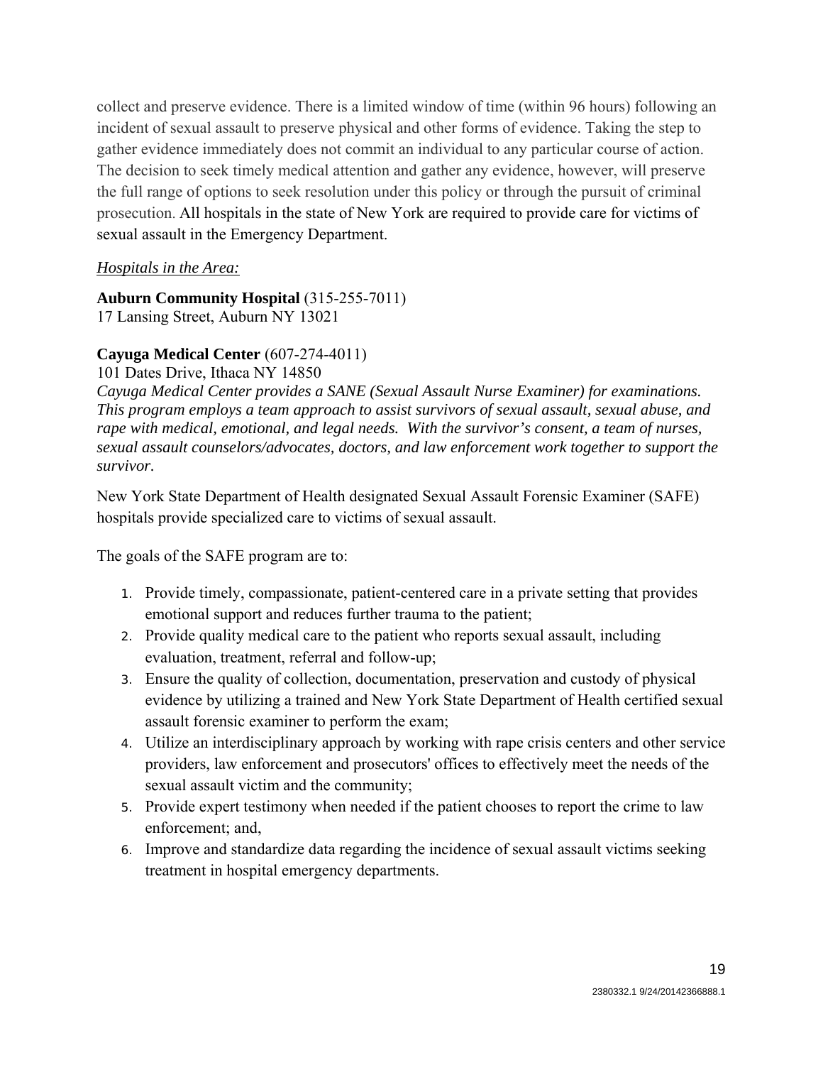collect and preserve evidence. There is a limited window of time (within 96 hours) following an incident of sexual assault to preserve physical and other forms of evidence. Taking the step to gather evidence immediately does not commit an individual to any particular course of action. The decision to seek timely medical attention and gather any evidence, however, will preserve the full range of options to seek resolution under this policy or through the pursuit of criminal prosecution. All hospitals in the state of New York are required to provide care for victims of sexual assault in the Emergency Department.

*Hospitals in the Area:*

**Auburn Community Hospital** (315-255-7011)
17 Lansing Street, Auburn NY 13021

**Cayuga Medical Center** (607-274-4011)
101 Dates Drive, Ithaca NY 14850
*Cayuga Medical Center provides a SANE (Sexual Assault Nurse Examiner) for examinations. This program employs a team approach to assist survivors of sexual assault, sexual abuse, and rape with medical, emotional, and legal needs. With the survivor's consent, a team of nurses, sexual assault counselors/advocates, doctors, and law enforcement work together to support the survivor.*

New York State Department of Health designated Sexual Assault Forensic Examiner (SAFE) hospitals provide specialized care to victims of sexual assault.

The goals of the SAFE program are to:

1. Provide timely, compassionate, patient-centered care in a private setting that provides emotional support and reduces further trauma to the patient;
2. Provide quality medical care to the patient who reports sexual assault, including evaluation, treatment, referral and follow-up;
3. Ensure the quality of collection, documentation, preservation and custody of physical evidence by utilizing a trained and New York State Department of Health certified sexual assault forensic examiner to perform the exam;
4. Utilize an interdisciplinary approach by working with rape crisis centers and other service providers, law enforcement and prosecutors' offices to effectively meet the needs of the sexual assault victim and the community;
5. Provide expert testimony when needed if the patient chooses to report the crime to law enforcement; and,
6. Improve and standardize data regarding the incidence of sexual assault victims seeking treatment in hospital emergency departments.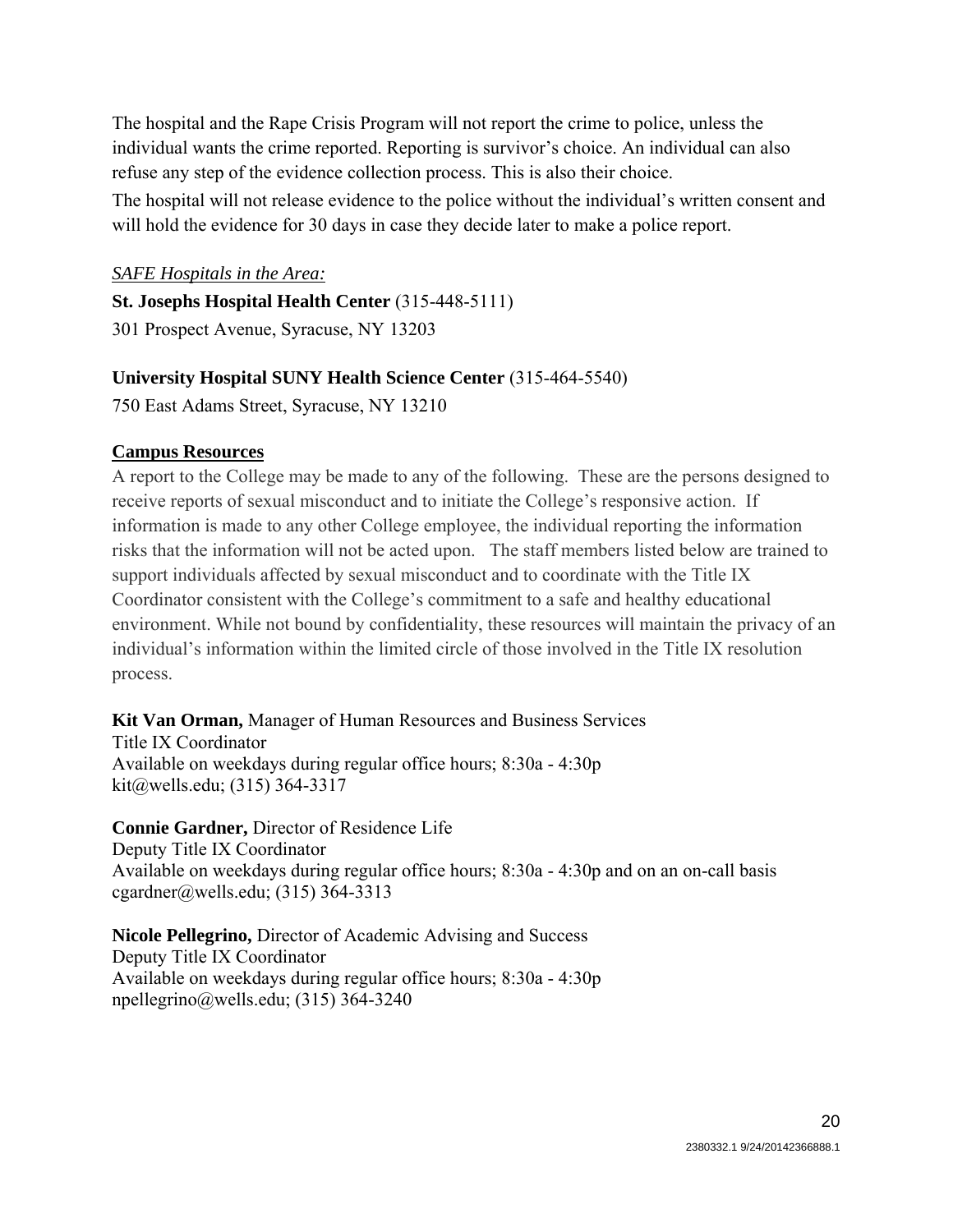The hospital and the Rape Crisis Program will not report the crime to police, unless the individual wants the crime reported. Reporting is survivor's choice. An individual can also refuse any step of the evidence collection process. This is also their choice.

The hospital will not release evidence to the police without the individual's written consent and will hold the evidence for 30 days in case they decide later to make a police report.

*SAFE Hospitals in the Area:*

**St. Josephs Hospital Health Center** (315-448-5111)
301 Prospect Avenue, Syracuse, NY 13203

**University Hospital SUNY Health Science Center** (315-464-5540)
750 East Adams Street, Syracuse, NY 13210

## Campus Resources

A report to the College may be made to any of the following. These are the persons designed to receive reports of sexual misconduct and to initiate the College's responsive action. If information is made to any other College employee, the individual reporting the information risks that the information will not be acted upon. The staff members listed below are trained to support individuals affected by sexual misconduct and to coordinate with the Title IX Coordinator consistent with the College's commitment to a safe and healthy educational environment. While not bound by confidentiality, these resources will maintain the privacy of an individual's information within the limited circle of those involved in the Title IX resolution process.

**Kit Van Orman,** Manager of Human Resources and Business Services
Title IX Coordinator
Available on weekdays during regular office hours; 8:30a - 4:30p
kit@wells.edu; (315) 364-3317

**Connie Gardner,** Director of Residence Life
Deputy Title IX Coordinator
Available on weekdays during regular office hours; 8:30a - 4:30p and on an on-call basis
cgardner@wells.edu; (315) 364-3313

**Nicole Pellegrino,** Director of Academic Advising and Success
Deputy Title IX Coordinator
Available on weekdays during regular office hours; 8:30a - 4:30p
npellegrino@wells.edu; (315) 364-3240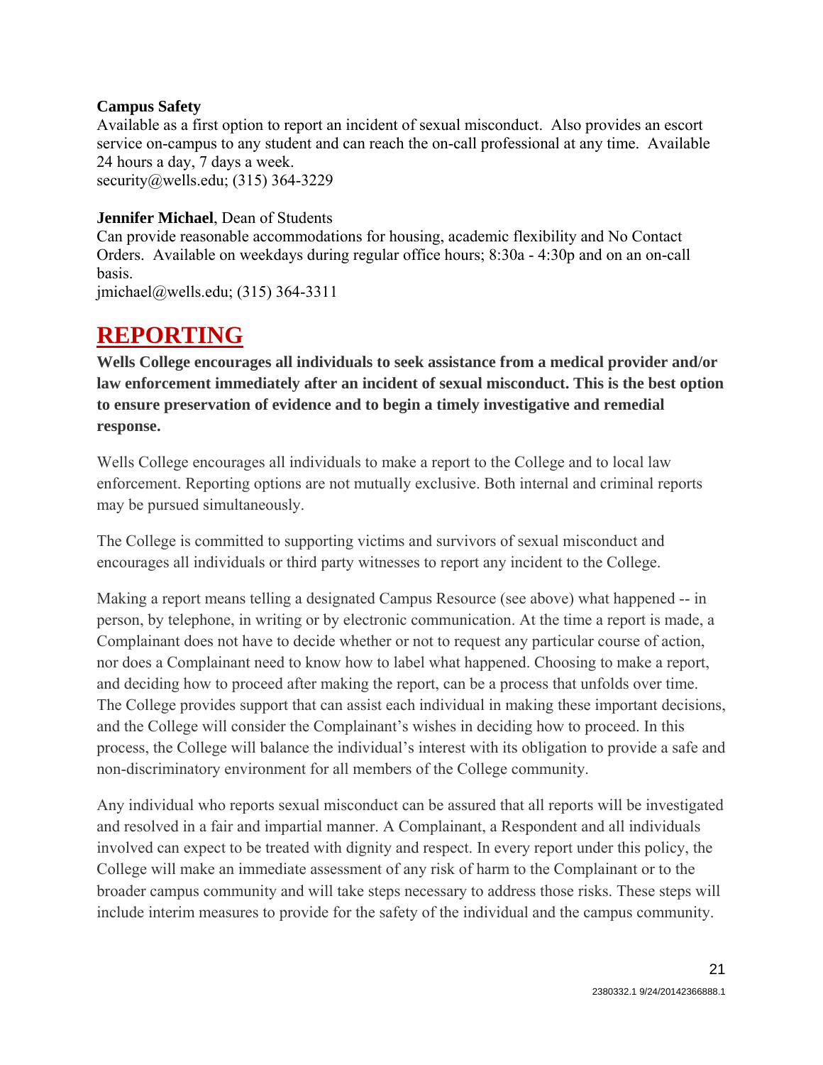**Campus Safety**
Available as a first option to report an incident of sexual misconduct. Also provides an escort service on-campus to any student and can reach the on-call professional at any time. Available 24 hours a day, 7 days a week.
security@wells.edu; (315) 364-3229

**Jennifer Michael**, Dean of Students
Can provide reasonable accommodations for housing, academic flexibility and No Contact Orders. Available on weekdays during regular office hours; 8:30a - 4:30p and on an on-call basis.
jmichael@wells.edu; (315) 364-3311

# REPORTING

**Wells College encourages all individuals to seek assistance from a medical provider and/or law enforcement immediately after an incident of sexual misconduct. This is the best option to ensure preservation of evidence and to begin a timely investigative and remedial response.**

Wells College encourages all individuals to make a report to the College and to local law enforcement. Reporting options are not mutually exclusive. Both internal and criminal reports may be pursued simultaneously.

The College is committed to supporting victims and survivors of sexual misconduct and encourages all individuals or third party witnesses to report any incident to the College.

Making a report means telling a designated Campus Resource (see above) what happened -- in person, by telephone, in writing or by electronic communication. At the time a report is made, a Complainant does not have to decide whether or not to request any particular course of action, nor does a Complainant need to know how to label what happened. Choosing to make a report, and deciding how to proceed after making the report, can be a process that unfolds over time. The College provides support that can assist each individual in making these important decisions, and the College will consider the Complainant's wishes in deciding how to proceed. In this process, the College will balance the individual's interest with its obligation to provide a safe and non-discriminatory environment for all members of the College community.

Any individual who reports sexual misconduct can be assured that all reports will be investigated and resolved in a fair and impartial manner. A Complainant, a Respondent and all individuals involved can expect to be treated with dignity and respect. In every report under this policy, the College will make an immediate assessment of any risk of harm to the Complainant or to the broader campus community and will take steps necessary to address those risks. These steps will include interim measures to provide for the safety of the individual and the campus community.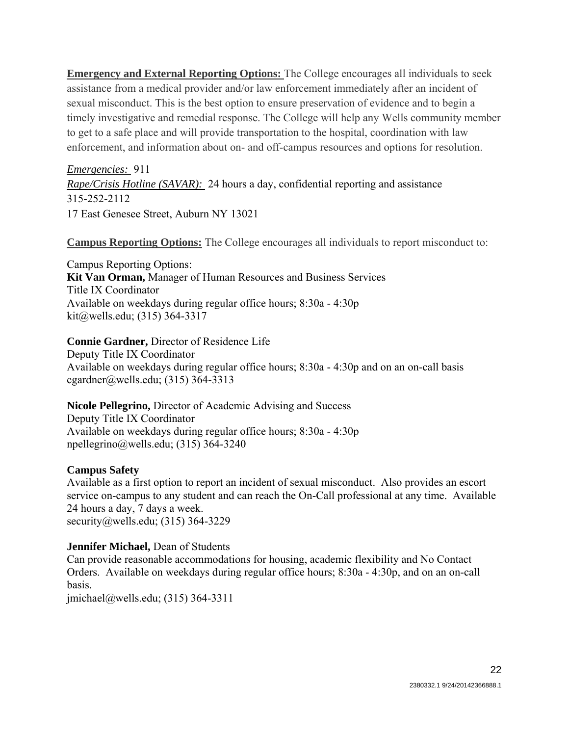**<u>Emergency and External Reporting Options:</u>** The College encourages all individuals to seek assistance from a medical provider and/or law enforcement immediately after an incident of sexual misconduct. This is the best option to ensure preservation of evidence and to begin a timely investigative and remedial response. The College will help any Wells community member to get to a safe place and will provide transportation to the hospital, coordination with law enforcement, and information about on- and off-campus resources and options for resolution.

*<u>Emergencies:</u>* 911
*<u>Rape/Crisis Hotline (SAVAR):</u>* 24 hours a day, confidential reporting and assistance
315-252-2112
17 East Genesee Street, Auburn NY 13021

**<u>Campus Reporting Options:</u>** The College encourages all individuals to report misconduct to:

Campus Reporting Options:
**Kit Van Orman,** Manager of Human Resources and Business Services
Title IX Coordinator
Available on weekdays during regular office hours; 8:30a - 4:30p
kit@wells.edu; (315) 364-3317

**Connie Gardner,** Director of Residence Life
Deputy Title IX Coordinator
Available on weekdays during regular office hours; 8:30a - 4:30p and on an on-call basis
cgardner@wells.edu; (315) 364-3313

**Nicole Pellegrino,** Director of Academic Advising and Success
Deputy Title IX Coordinator
Available on weekdays during regular office hours; 8:30a - 4:30p
npellegrino@wells.edu; (315) 364-3240

**Campus Safety**
Available as a first option to report an incident of sexual misconduct. Also provides an escort service on-campus to any student and can reach the On-Call professional at any time. Available 24 hours a day, 7 days a week.
security@wells.edu; (315) 364-3229

**Jennifer Michael,** Dean of Students
Can provide reasonable accommodations for housing, academic flexibility and No Contact Orders. Available on weekdays during regular office hours; 8:30a - 4:30p, and on an on-call basis.
jmichael@wells.edu; (315) 364-3311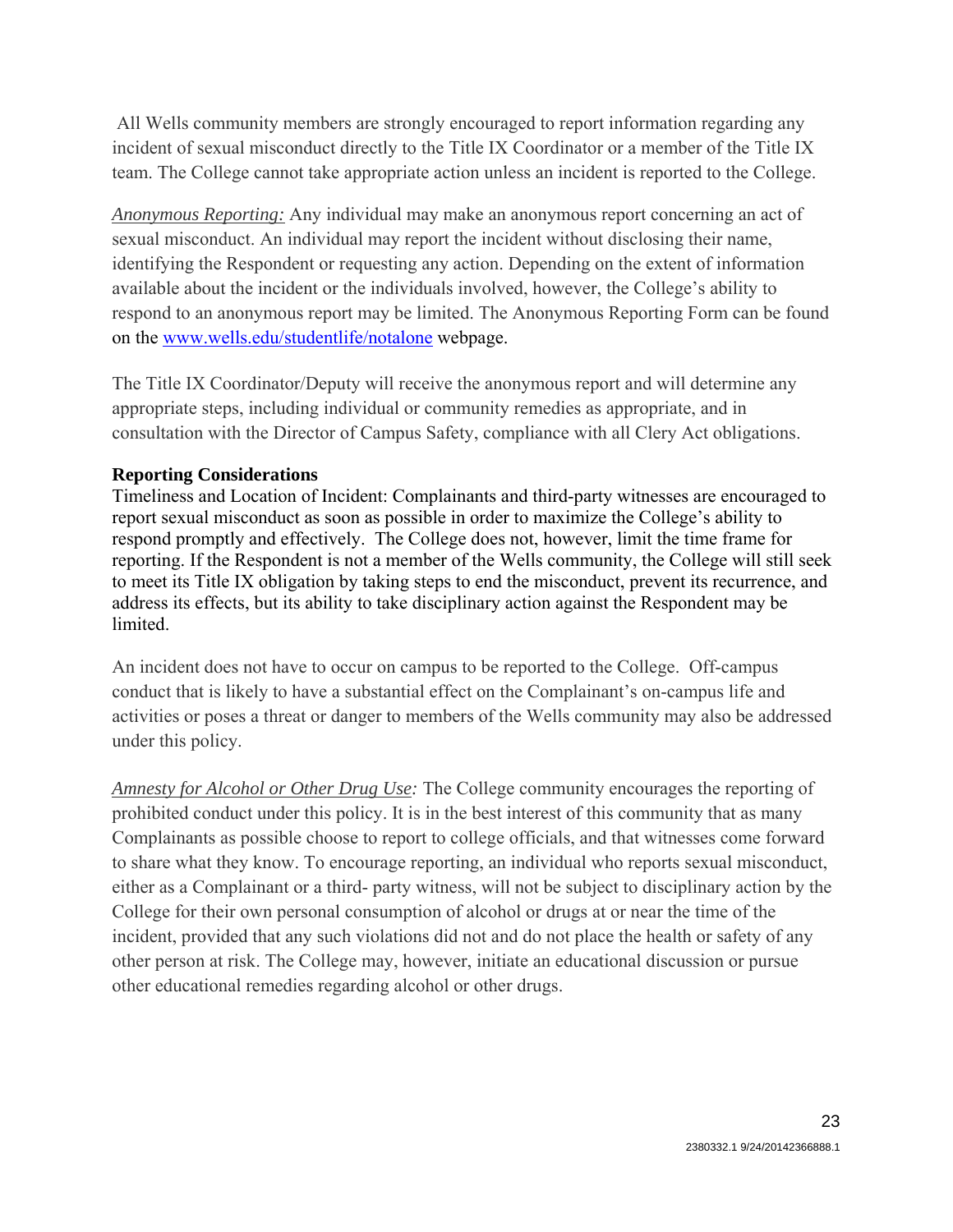All Wells community members are strongly encouraged to report information regarding any incident of sexual misconduct directly to the Title IX Coordinator or a member of the Title IX team. The College cannot take appropriate action unless an incident is reported to the College.

*Anonymous Reporting:* Any individual may make an anonymous report concerning an act of sexual misconduct. An individual may report the incident without disclosing their name, identifying the Respondent or requesting any action. Depending on the extent of information available about the incident or the individuals involved, however, the College's ability to respond to an anonymous report may be limited. The Anonymous Reporting Form can be found on the [www.wells.edu/studentlife/notalone](www.wells.edu/studentlife/notalone) webpage.

The Title IX Coordinator/Deputy will receive the anonymous report and will determine any appropriate steps, including individual or community remedies as appropriate, and in consultation with the Director of Campus Safety, compliance with all Clery Act obligations.

**Reporting Considerations**

Timeliness and Location of Incident: Complainants and third-party witnesses are encouraged to report sexual misconduct as soon as possible in order to maximize the College's ability to respond promptly and effectively. The College does not, however, limit the time frame for reporting. If the Respondent is not a member of the Wells community, the College will still seek to meet its Title IX obligation by taking steps to end the misconduct, prevent its recurrence, and address its effects, but its ability to take disciplinary action against the Respondent may be limited.

An incident does not have to occur on campus to be reported to the College. Off-campus conduct that is likely to have a substantial effect on the Complainant's on-campus life and activities or poses a threat or danger to members of the Wells community may also be addressed under this policy.

*Amnesty for Alcohol or Other Drug Use:* The College community encourages the reporting of prohibited conduct under this policy. It is in the best interest of this community that as many Complainants as possible choose to report to college officials, and that witnesses come forward to share what they know. To encourage reporting, an individual who reports sexual misconduct, either as a Complainant or a third- party witness, will not be subject to disciplinary action by the College for their own personal consumption of alcohol or drugs at or near the time of the incident, provided that any such violations did not and do not place the health or safety of any other person at risk. The College may, however, initiate an educational discussion or pursue other educational remedies regarding alcohol or other drugs.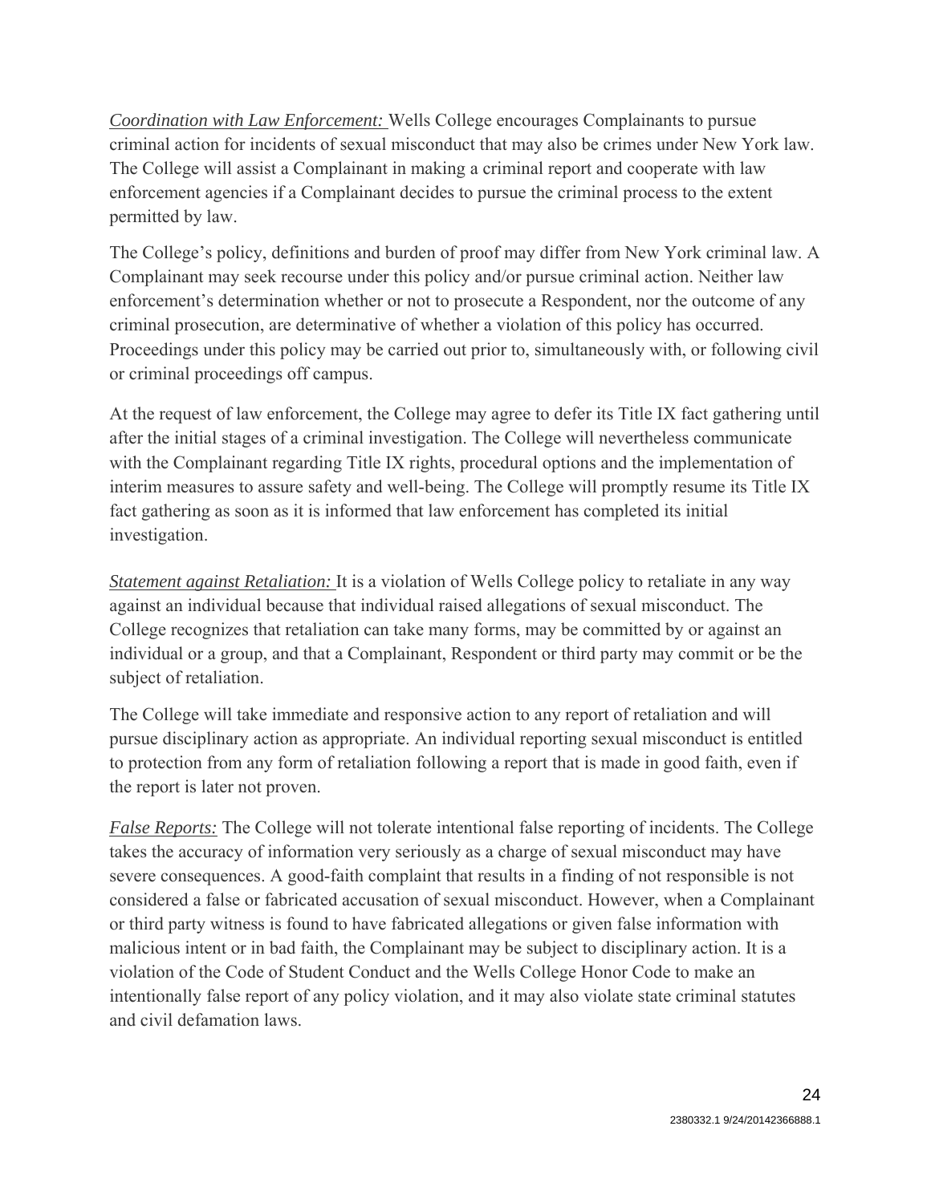*Coordination with Law Enforcement:* Wells College encourages Complainants to pursue criminal action for incidents of sexual misconduct that may also be crimes under New York law. The College will assist a Complainant in making a criminal report and cooperate with law enforcement agencies if a Complainant decides to pursue the criminal process to the extent permitted by law.

The College's policy, definitions and burden of proof may differ from New York criminal law. A Complainant may seek recourse under this policy and/or pursue criminal action. Neither law enforcement's determination whether or not to prosecute a Respondent, nor the outcome of any criminal prosecution, are determinative of whether a violation of this policy has occurred. Proceedings under this policy may be carried out prior to, simultaneously with, or following civil or criminal proceedings off campus.

At the request of law enforcement, the College may agree to defer its Title IX fact gathering until after the initial stages of a criminal investigation. The College will nevertheless communicate with the Complainant regarding Title IX rights, procedural options and the implementation of interim measures to assure safety and well-being. The College will promptly resume its Title IX fact gathering as soon as it is informed that law enforcement has completed its initial investigation.

*Statement against Retaliation:* It is a violation of Wells College policy to retaliate in any way against an individual because that individual raised allegations of sexual misconduct. The College recognizes that retaliation can take many forms, may be committed by or against an individual or a group, and that a Complainant, Respondent or third party may commit or be the subject of retaliation.

The College will take immediate and responsive action to any report of retaliation and will pursue disciplinary action as appropriate. An individual reporting sexual misconduct is entitled to protection from any form of retaliation following a report that is made in good faith, even if the report is later not proven.

*False Reports:* The College will not tolerate intentional false reporting of incidents. The College takes the accuracy of information very seriously as a charge of sexual misconduct may have severe consequences. A good-faith complaint that results in a finding of not responsible is not considered a false or fabricated accusation of sexual misconduct. However, when a Complainant or third party witness is found to have fabricated allegations or given false information with malicious intent or in bad faith, the Complainant may be subject to disciplinary action. It is a violation of the Code of Student Conduct and the Wells College Honor Code to make an intentionally false report of any policy violation, and it may also violate state criminal statutes and civil defamation laws.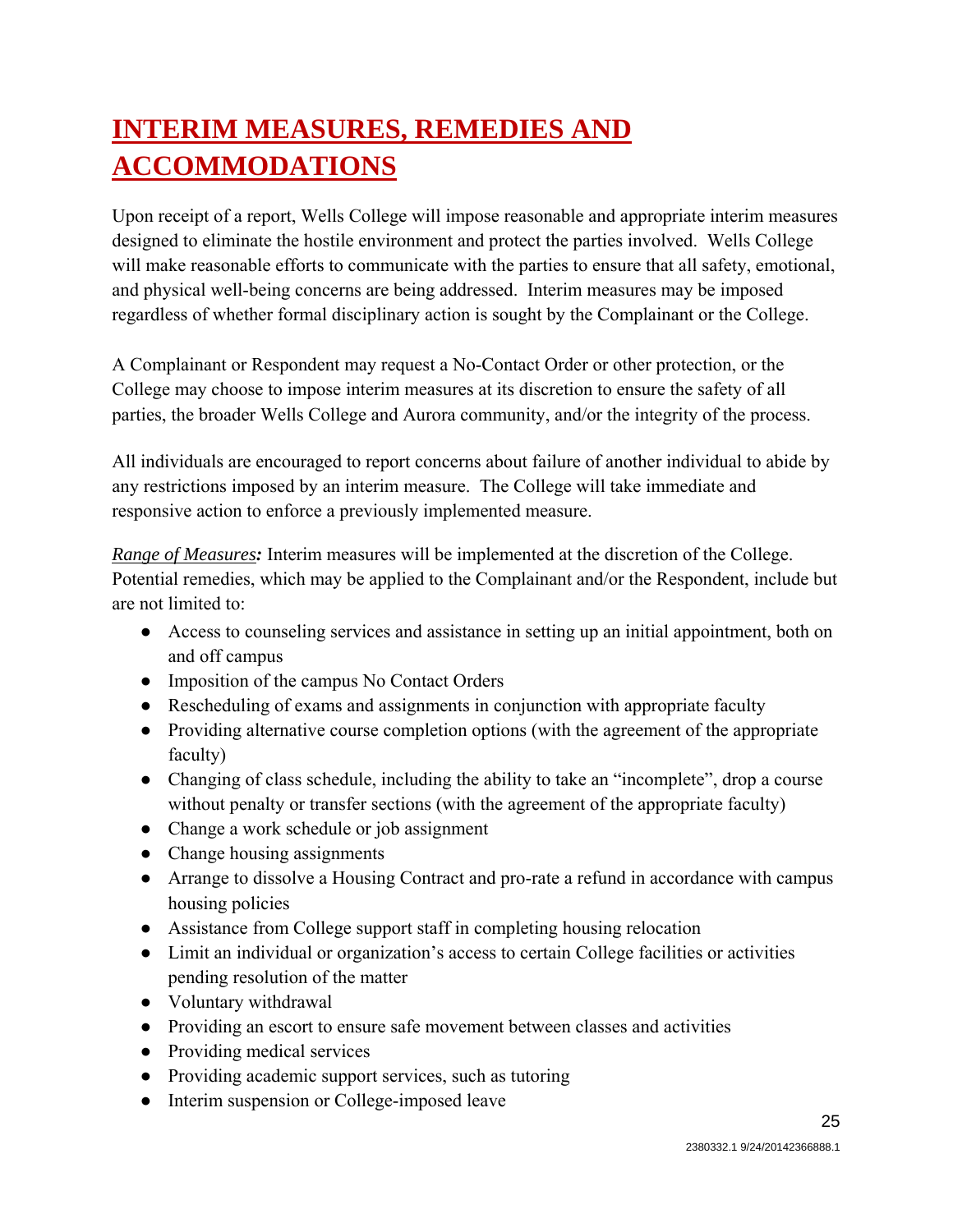# INTERIM MEASURES, REMEDIES AND ACCOMMODATIONS

Upon receipt of a report, Wells College will impose reasonable and appropriate interim measures designed to eliminate the hostile environment and protect the parties involved. Wells College will make reasonable efforts to communicate with the parties to ensure that all safety, emotional, and physical well-being concerns are being addressed. Interim measures may be imposed regardless of whether formal disciplinary action is sought by the Complainant or the College.

A Complainant or Respondent may request a No-Contact Order or other protection, or the College may choose to impose interim measures at its discretion to ensure the safety of all parties, the broader Wells College and Aurora community, and/or the integrity of the process.

All individuals are encouraged to report concerns about failure of another individual to abide by any restrictions imposed by an interim measure. The College will take immediate and responsive action to enforce a previously implemented measure.

*Range of Measures:* Interim measures will be implemented at the discretion of the College. Potential remedies, which may be applied to the Complainant and/or the Respondent, include but are not limited to:

- Access to counseling services and assistance in setting up an initial appointment, both on and off campus
- Imposition of the campus No Contact Orders
- Rescheduling of exams and assignments in conjunction with appropriate faculty
- Providing alternative course completion options (with the agreement of the appropriate faculty)
- Changing of class schedule, including the ability to take an "incomplete", drop a course without penalty or transfer sections (with the agreement of the appropriate faculty)
- Change a work schedule or job assignment
- Change housing assignments
- Arrange to dissolve a Housing Contract and pro-rate a refund in accordance with campus housing policies
- Assistance from College support staff in completing housing relocation
- Limit an individual or organization's access to certain College facilities or activities pending resolution of the matter
- Voluntary withdrawal
- Providing an escort to ensure safe movement between classes and activities
- Providing medical services
- Providing academic support services, such as tutoring
- Interim suspension or College-imposed leave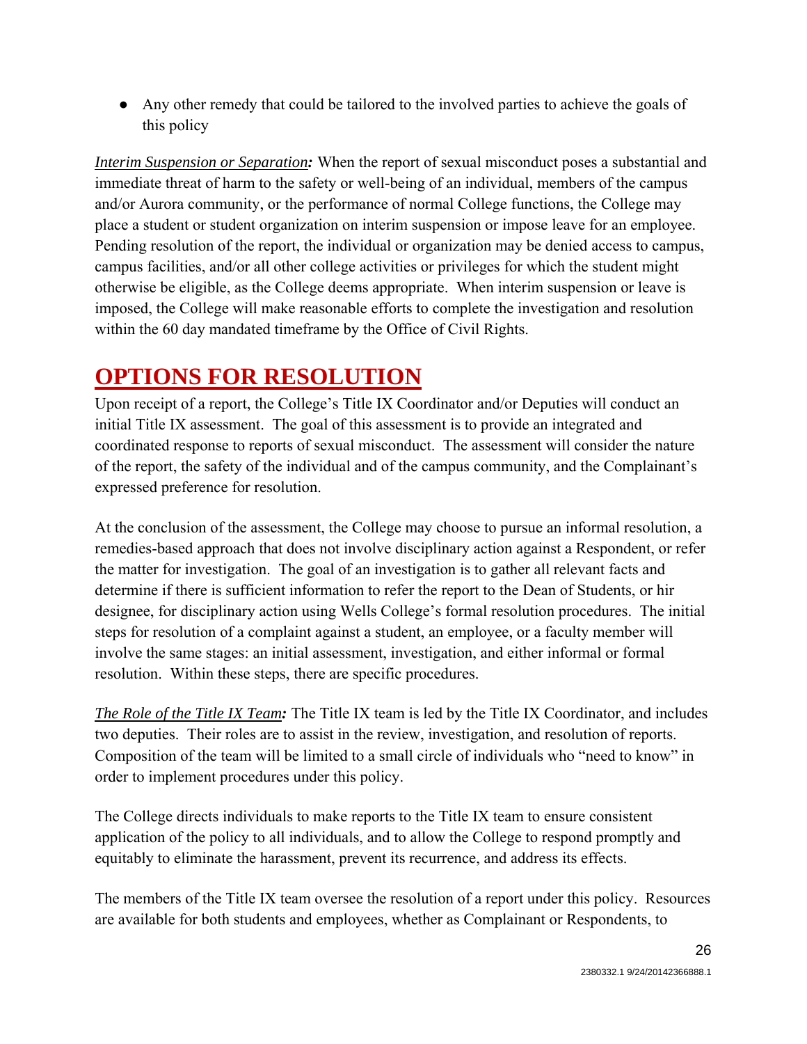- Any other remedy that could be tailored to the involved parties to achieve the goals of this policy

***Interim Suspension or Separation:*** When the report of sexual misconduct poses a substantial and immediate threat of harm to the safety or well-being of an individual, members of the campus and/or Aurora community, or the performance of normal College functions, the College may place a student or student organization on interim suspension or impose leave for an employee. Pending resolution of the report, the individual or organization may be denied access to campus, campus facilities, and/or all other college activities or privileges for which the student might otherwise be eligible, as the College deems appropriate. When interim suspension or leave is imposed, the College will make reasonable efforts to complete the investigation and resolution within the 60 day mandated timeframe by the Office of Civil Rights.

# OPTIONS FOR RESOLUTION

Upon receipt of a report, the College's Title IX Coordinator and/or Deputies will conduct an initial Title IX assessment. The goal of this assessment is to provide an integrated and coordinated response to reports of sexual misconduct. The assessment will consider the nature of the report, the safety of the individual and of the campus community, and the Complainant's expressed preference for resolution.

At the conclusion of the assessment, the College may choose to pursue an informal resolution, a remedies-based approach that does not involve disciplinary action against a Respondent, or refer the matter for investigation. The goal of an investigation is to gather all relevant facts and determine if there is sufficient information to refer the report to the Dean of Students, or hir designee, for disciplinary action using Wells College's formal resolution procedures. The initial steps for resolution of a complaint against a student, an employee, or a faculty member will involve the same stages: an initial assessment, investigation, and either informal or formal resolution. Within these steps, there are specific procedures.

***The Role of the Title IX Team:*** The Title IX team is led by the Title IX Coordinator, and includes two deputies. Their roles are to assist in the review, investigation, and resolution of reports. Composition of the team will be limited to a small circle of individuals who "need to know" in order to implement procedures under this policy.

The College directs individuals to make reports to the Title IX team to ensure consistent application of the policy to all individuals, and to allow the College to respond promptly and equitably to eliminate the harassment, prevent its recurrence, and address its effects.

The members of the Title IX team oversee the resolution of a report under this policy. Resources are available for both students and employees, whether as Complainant or Respondents, to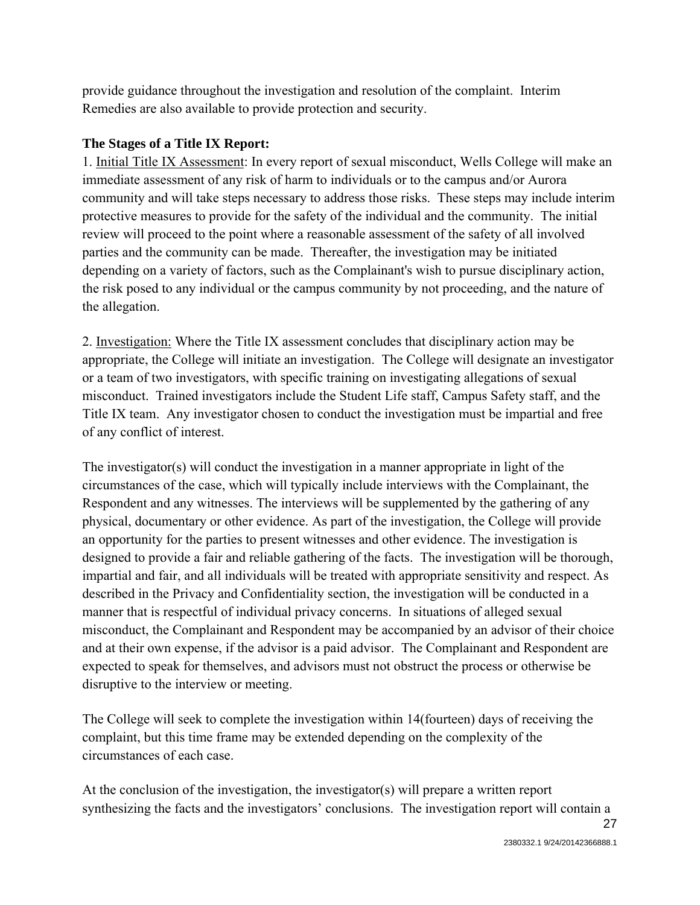provide guidance throughout the investigation and resolution of the complaint. Interim Remedies are also available to provide protection and security.

**The Stages of a Title IX Report:**

1. Initial Title IX Assessment: In every report of sexual misconduct, Wells College will make an immediate assessment of any risk of harm to individuals or to the campus and/or Aurora community and will take steps necessary to address those risks. These steps may include interim protective measures to provide for the safety of the individual and the community. The initial review will proceed to the point where a reasonable assessment of the safety of all involved parties and the community can be made. Thereafter, the investigation may be initiated depending on a variety of factors, such as the Complainant's wish to pursue disciplinary action, the risk posed to any individual or the campus community by not proceeding, and the nature of the allegation.

2. Investigation: Where the Title IX assessment concludes that disciplinary action may be appropriate, the College will initiate an investigation. The College will designate an investigator or a team of two investigators, with specific training on investigating allegations of sexual misconduct. Trained investigators include the Student Life staff, Campus Safety staff, and the Title IX team. Any investigator chosen to conduct the investigation must be impartial and free of any conflict of interest.

The investigator(s) will conduct the investigation in a manner appropriate in light of the circumstances of the case, which will typically include interviews with the Complainant, the Respondent and any witnesses. The interviews will be supplemented by the gathering of any physical, documentary or other evidence. As part of the investigation, the College will provide an opportunity for the parties to present witnesses and other evidence. The investigation is designed to provide a fair and reliable gathering of the facts. The investigation will be thorough, impartial and fair, and all individuals will be treated with appropriate sensitivity and respect. As described in the Privacy and Confidentiality section, the investigation will be conducted in a manner that is respectful of individual privacy concerns. In situations of alleged sexual misconduct, the Complainant and Respondent may be accompanied by an advisor of their choice and at their own expense, if the advisor is a paid advisor. The Complainant and Respondent are expected to speak for themselves, and advisors must not obstruct the process or otherwise be disruptive to the interview or meeting.

The College will seek to complete the investigation within 14(fourteen) days of receiving the complaint, but this time frame may be extended depending on the complexity of the circumstances of each case.

At the conclusion of the investigation, the investigator(s) will prepare a written report synthesizing the facts and the investigators' conclusions. The investigation report will contain a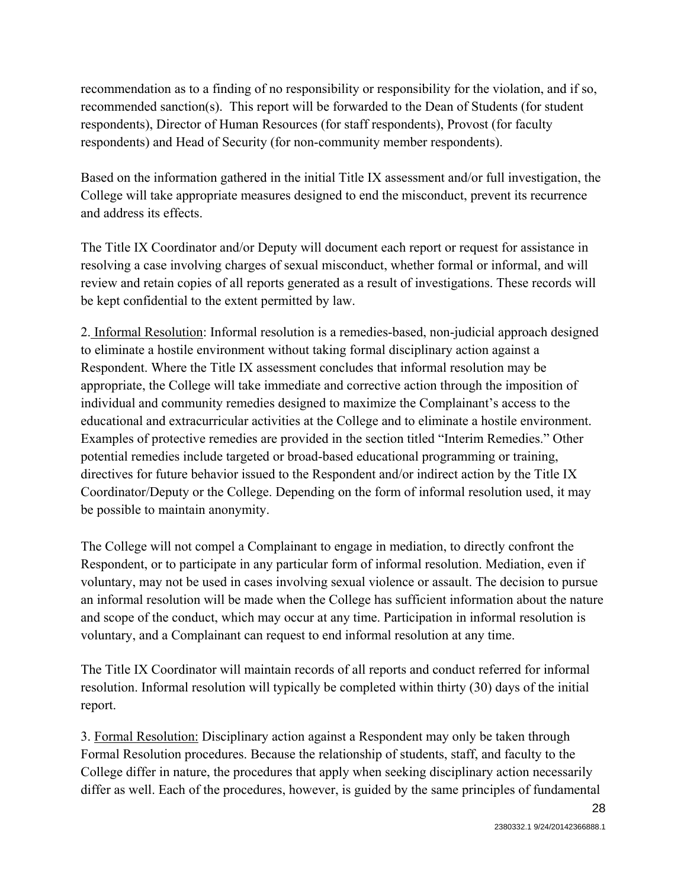recommendation as to a finding of no responsibility or responsibility for the violation, and if so, recommended sanction(s). This report will be forwarded to the Dean of Students (for student respondents), Director of Human Resources (for staff respondents), Provost (for faculty respondents) and Head of Security (for non-community member respondents).

Based on the information gathered in the initial Title IX assessment and/or full investigation, the College will take appropriate measures designed to end the misconduct, prevent its recurrence and address its effects.

The Title IX Coordinator and/or Deputy will document each report or request for assistance in resolving a case involving charges of sexual misconduct, whether formal or informal, and will review and retain copies of all reports generated as a result of investigations. These records will be kept confidential to the extent permitted by law.

2. Informal Resolution: Informal resolution is a remedies-based, non-judicial approach designed to eliminate a hostile environment without taking formal disciplinary action against a Respondent. Where the Title IX assessment concludes that informal resolution may be appropriate, the College will take immediate and corrective action through the imposition of individual and community remedies designed to maximize the Complainant's access to the educational and extracurricular activities at the College and to eliminate a hostile environment. Examples of protective remedies are provided in the section titled "Interim Remedies." Other potential remedies include targeted or broad-based educational programming or training, directives for future behavior issued to the Respondent and/or indirect action by the Title IX Coordinator/Deputy or the College. Depending on the form of informal resolution used, it may be possible to maintain anonymity.

The College will not compel a Complainant to engage in mediation, to directly confront the Respondent, or to participate in any particular form of informal resolution. Mediation, even if voluntary, may not be used in cases involving sexual violence or assault. The decision to pursue an informal resolution will be made when the College has sufficient information about the nature and scope of the conduct, which may occur at any time. Participation in informal resolution is voluntary, and a Complainant can request to end informal resolution at any time.

The Title IX Coordinator will maintain records of all reports and conduct referred for informal resolution. Informal resolution will typically be completed within thirty (30) days of the initial report.

3. Formal Resolution: Disciplinary action against a Respondent may only be taken through Formal Resolution procedures. Because the relationship of students, staff, and faculty to the College differ in nature, the procedures that apply when seeking disciplinary action necessarily differ as well. Each of the procedures, however, is guided by the same principles of fundamental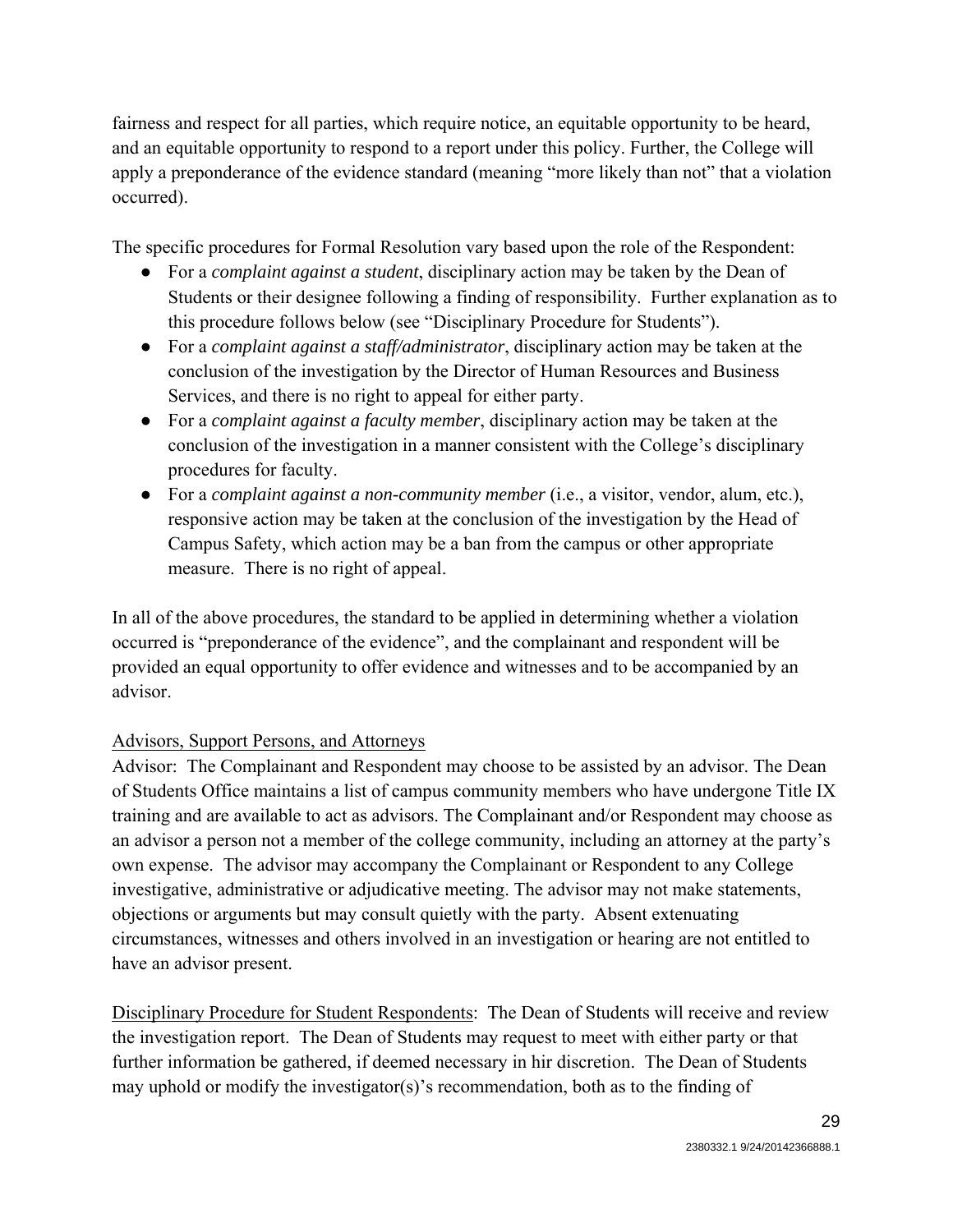fairness and respect for all parties, which require notice, an equitable opportunity to be heard, and an equitable opportunity to respond to a report under this policy. Further, the College will apply a preponderance of the evidence standard (meaning "more likely than not" that a violation occurred).

The specific procedures for Formal Resolution vary based upon the role of the Respondent:

- For a *complaint against a student*, disciplinary action may be taken by the Dean of Students or their designee following a finding of responsibility. Further explanation as to this procedure follows below (see "Disciplinary Procedure for Students").
- For a *complaint against a staff/administrator*, disciplinary action may be taken at the conclusion of the investigation by the Director of Human Resources and Business Services, and there is no right to appeal for either party.
- For a *complaint against a faculty member*, disciplinary action may be taken at the conclusion of the investigation in a manner consistent with the College's disciplinary procedures for faculty.
- For a *complaint against a non-community member* (i.e., a visitor, vendor, alum, etc.), responsive action may be taken at the conclusion of the investigation by the Head of Campus Safety, which action may be a ban from the campus or other appropriate measure. There is no right of appeal.

In all of the above procedures, the standard to be applied in determining whether a violation occurred is "preponderance of the evidence", and the complainant and respondent will be provided an equal opportunity to offer evidence and witnesses and to be accompanied by an advisor.

<u>Advisors, Support Persons, and Attorneys</u>

Advisor: The Complainant and Respondent may choose to be assisted by an advisor. The Dean of Students Office maintains a list of campus community members who have undergone Title IX training and are available to act as advisors. The Complainant and/or Respondent may choose as an advisor a person not a member of the college community, including an attorney at the party's own expense. The advisor may accompany the Complainant or Respondent to any College investigative, administrative or adjudicative meeting. The advisor may not make statements, objections or arguments but may consult quietly with the party. Absent extenuating circumstances, witnesses and others involved in an investigation or hearing are not entitled to have an advisor present.

<u>Disciplinary Procedure for Student Respondents</u>: The Dean of Students will receive and review the investigation report. The Dean of Students may request to meet with either party or that further information be gathered, if deemed necessary in hir discretion. The Dean of Students may uphold or modify the investigator(s)'s recommendation, both as to the finding of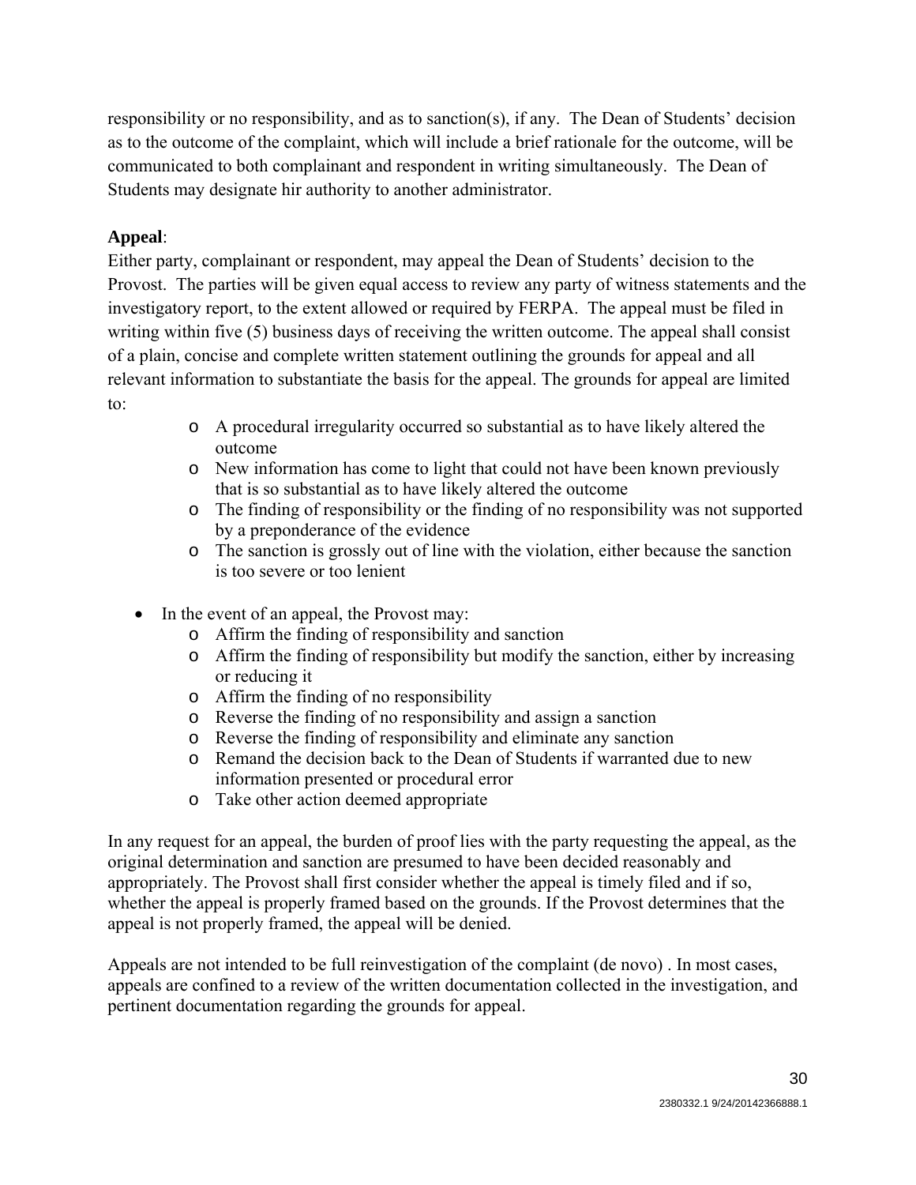responsibility or no responsibility, and as to sanction(s), if any. The Dean of Students' decision as to the outcome of the complaint, which will include a brief rationale for the outcome, will be communicated to both complainant and respondent in writing simultaneously. The Dean of Students may designate hir authority to another administrator.

**Appeal**:

Either party, complainant or respondent, may appeal the Dean of Students' decision to the Provost. The parties will be given equal access to review any party of witness statements and the investigatory report, to the extent allowed or required by FERPA. The appeal must be filed in writing within five (5) business days of receiving the written outcome. The appeal shall consist of a plain, concise and complete written statement outlining the grounds for appeal and all relevant information to substantiate the basis for the appeal. The grounds for appeal are limited to:

- A procedural irregularity occurred so substantial as to have likely altered the outcome
- New information has come to light that could not have been known previously that is so substantial as to have likely altered the outcome
- The finding of responsibility or the finding of no responsibility was not supported by a preponderance of the evidence
- The sanction is grossly out of line with the violation, either because the sanction is too severe or too lenient

- In the event of an appeal, the Provost may:
  - Affirm the finding of responsibility and sanction
  - Affirm the finding of responsibility but modify the sanction, either by increasing or reducing it
  - Affirm the finding of no responsibility
  - Reverse the finding of no responsibility and assign a sanction
  - Reverse the finding of responsibility and eliminate any sanction
  - Remand the decision back to the Dean of Students if warranted due to new information presented or procedural error
  - Take other action deemed appropriate

In any request for an appeal, the burden of proof lies with the party requesting the appeal, as the original determination and sanction are presumed to have been decided reasonably and appropriately. The Provost shall first consider whether the appeal is timely filed and if so, whether the appeal is properly framed based on the grounds. If the Provost determines that the appeal is not properly framed, the appeal will be denied.

Appeals are not intended to be full reinvestigation of the complaint (de novo) . In most cases, appeals are confined to a review of the written documentation collected in the investigation, and pertinent documentation regarding the grounds for appeal.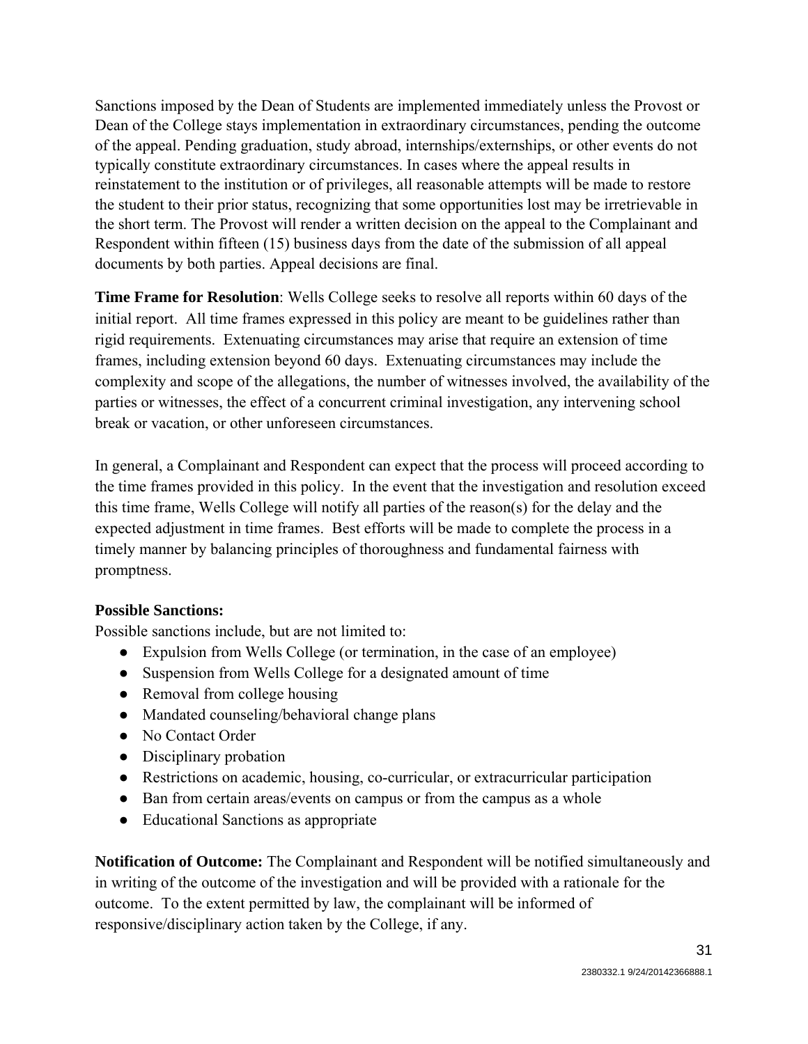Sanctions imposed by the Dean of Students are implemented immediately unless the Provost or Dean of the College stays implementation in extraordinary circumstances, pending the outcome of the appeal. Pending graduation, study abroad, internships/externships, or other events do not typically constitute extraordinary circumstances. In cases where the appeal results in reinstatement to the institution or of privileges, all reasonable attempts will be made to restore the student to their prior status, recognizing that some opportunities lost may be irretrievable in the short term. The Provost will render a written decision on the appeal to the Complainant and Respondent within fifteen (15) business days from the date of the submission of all appeal documents by both parties. Appeal decisions are final.

**Time Frame for Resolution**: Wells College seeks to resolve all reports within 60 days of the initial report. All time frames expressed in this policy are meant to be guidelines rather than rigid requirements. Extenuating circumstances may arise that require an extension of time frames, including extension beyond 60 days. Extenuating circumstances may include the complexity and scope of the allegations, the number of witnesses involved, the availability of the parties or witnesses, the effect of a concurrent criminal investigation, any intervening school break or vacation, or other unforeseen circumstances.

In general, a Complainant and Respondent can expect that the process will proceed according to the time frames provided in this policy. In the event that the investigation and resolution exceed this time frame, Wells College will notify all parties of the reason(s) for the delay and the expected adjustment in time frames. Best efforts will be made to complete the process in a timely manner by balancing principles of thoroughness and fundamental fairness with promptness.

**Possible Sanctions:**

Possible sanctions include, but are not limited to:

- Expulsion from Wells College (or termination, in the case of an employee)
- Suspension from Wells College for a designated amount of time
- Removal from college housing
- Mandated counseling/behavioral change plans
- No Contact Order
- Disciplinary probation
- Restrictions on academic, housing, co-curricular, or extracurricular participation
- Ban from certain areas/events on campus or from the campus as a whole
- Educational Sanctions as appropriate

**Notification of Outcome:** The Complainant and Respondent will be notified simultaneously and in writing of the outcome of the investigation and will be provided with a rationale for the outcome. To the extent permitted by law, the complainant will be informed of responsive/disciplinary action taken by the College, if any.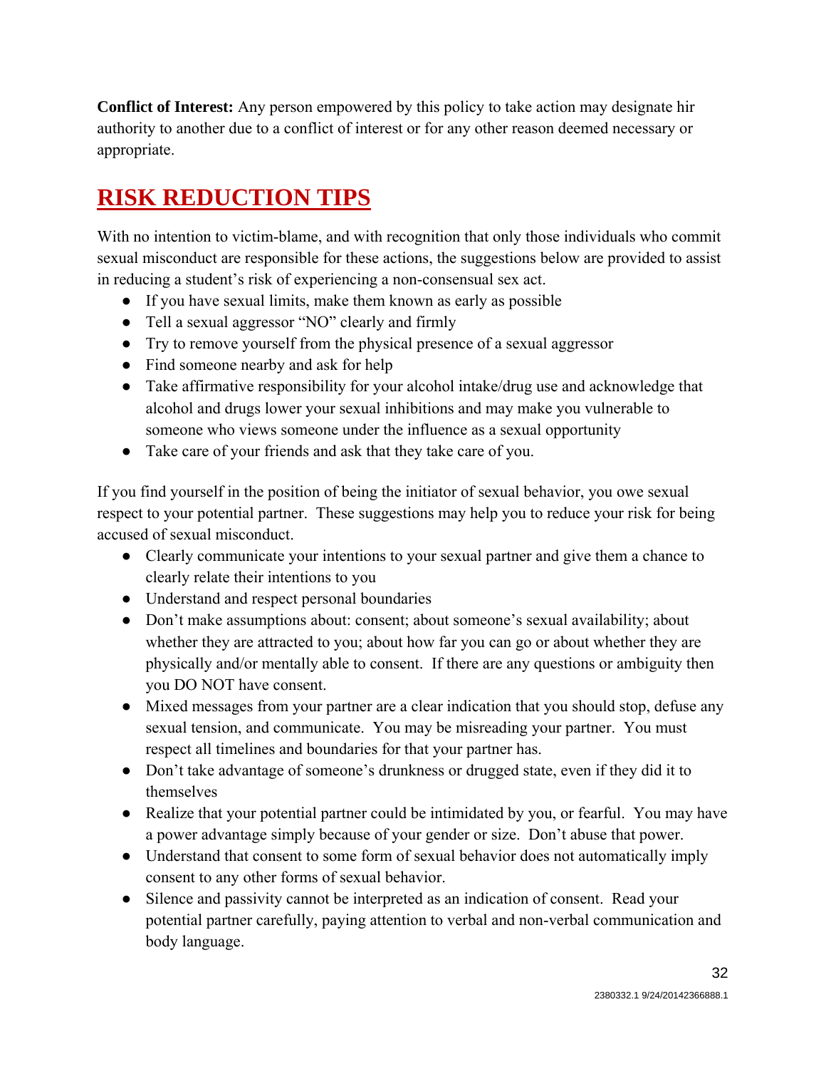**Conflict of Interest:** Any person empowered by this policy to take action may designate hir authority to another due to a conflict of interest or for any other reason deemed necessary or appropriate.

# RISK REDUCTION TIPS

With no intention to victim-blame, and with recognition that only those individuals who commit sexual misconduct are responsible for these actions, the suggestions below are provided to assist in reducing a student's risk of experiencing a non-consensual sex act.

- If you have sexual limits, make them known as early as possible
- Tell a sexual aggressor "NO" clearly and firmly
- Try to remove yourself from the physical presence of a sexual aggressor
- Find someone nearby and ask for help
- Take affirmative responsibility for your alcohol intake/drug use and acknowledge that alcohol and drugs lower your sexual inhibitions and may make you vulnerable to someone who views someone under the influence as a sexual opportunity
- Take care of your friends and ask that they take care of you.

If you find yourself in the position of being the initiator of sexual behavior, you owe sexual respect to your potential partner. These suggestions may help you to reduce your risk for being accused of sexual misconduct.

- Clearly communicate your intentions to your sexual partner and give them a chance to clearly relate their intentions to you
- Understand and respect personal boundaries
- Don't make assumptions about: consent; about someone's sexual availability; about whether they are attracted to you; about how far you can go or about whether they are physically and/or mentally able to consent. If there are any questions or ambiguity then you DO NOT have consent.
- Mixed messages from your partner are a clear indication that you should stop, defuse any sexual tension, and communicate. You may be misreading your partner. You must respect all timelines and boundaries for that your partner has.
- Don't take advantage of someone's drunkness or drugged state, even if they did it to themselves
- Realize that your potential partner could be intimidated by you, or fearful. You may have a power advantage simply because of your gender or size. Don't abuse that power.
- Understand that consent to some form of sexual behavior does not automatically imply consent to any other forms of sexual behavior.
- Silence and passivity cannot be interpreted as an indication of consent. Read your potential partner carefully, paying attention to verbal and non-verbal communication and body language.

2380332.1 9/24/20142366888.1